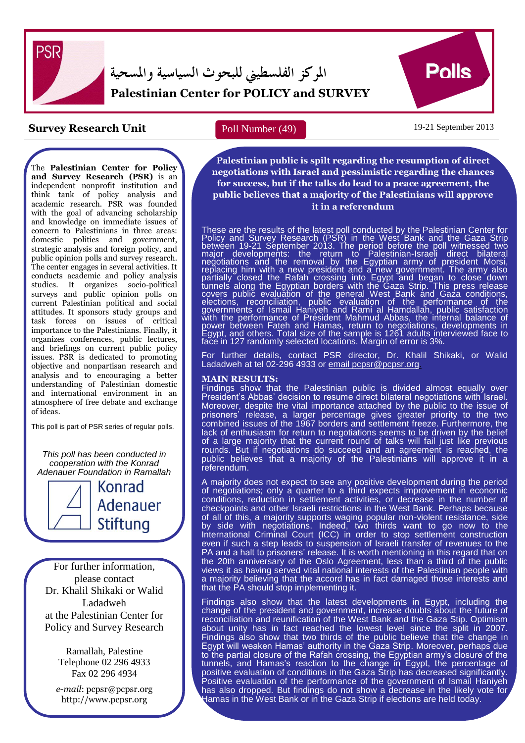PSR

المركز الفلسطيني للبحوث السياسية والمسحية

**Palestinian Center for POLICY and SURVEY**

Polls

**Survey Research Unit**

Poll Number (49)

19-21 September 2013

The **Palestinian Center for Policy and Survey Research (PSR)** is an independent nonprofit institution and think tank of policy analysis and academic research. PSR was founded with the goal of advancing scholarship and knowledge on immediate issues of concern to Palestinians in three areas: domestic politics and government, strategic analysis and foreign policy, and public opinion polls and survey research. The center engages in several activities. It conducts academic and policy analysis studies. It organizes socio-political surveys and public opinion polls on current Palestinian political and social attitudes. It sponsors study groups and task forces on issues of critical importance to the Palestinians. Finally, it organizes conferences, public lectures, and briefings on current public policy issues. PSR is dedicated to promoting objective and nonpartisan research and analysis and to encouraging a better understanding of Palestinian domestic and international environment in an atmosphere of free debate and exchange of ideas.

This poll is part of PSR series of regular polls.

*This poll has been conducted in cooperation with the Konrad Adenauer Foundation in Ramallah*

Konrad Adenauer Stiftung

For further information, please contact Dr. Khalil Shikaki or Walid Ladadweh at the Palestinian Center for Policy and Survey Research

Ramallah, Palestine
Telephone 02 296 4933
Fax 02 296 4934

*e-mail*: pcpsr@pcpsr.org
http://www.pcpsr.org

**Palestinian public is spilt regarding the resumption of direct negotiations with Israel and pessimistic regarding the chances for success, but if the talks do lead to a peace agreement, the public believes that a majority of the Palestinians will approve it in a referendum**

These are the results of the latest poll conducted by the Palestinian Center for Policy and Survey Research (PSR) in the West Bank and the Gaza Strip between 19-21 September 2013. The period before the poll witnessed two major developments: the return to Palestinian-Israeli direct bilateral negotiations and the removal by the Egyptian army of president Morsi, replacing him with a new president and a new government. The army also partially closed the Rafah crossing into Egypt and began to close down tunnels along the Egyptian borders with the Gaza Strip. This press release covers public evaluation of the general West Bank and Gaza conditions, elections, reconciliation, public evaluation of the performance of the governments of Ismail Haniyeh and Rami al Hamdallah, public satisfaction with the performance of President Mahmud Abbas, the internal balance of power between Fateh and Hamas, return to negotiations, developments in Egypt, and others. Total size of the sample is 1261 adults interviewed face to face in 127 randomly selected locations. Margin of error is 3%.

For further details, contact PSR director, Dr. Khalil Shikaki, or Walid Ladadweh at tel 02-296 4933 or email pcpsr@pcpsr.org

**MAIN RESULTS:**

Findings show that the Palestinian public is divided almost equally over President's Abbas' decision to resume direct bilateral negotiations with Israel. Moreover, despite the vital importance attached by the public to the issue of prisoners' release, a larger percentage gives greater priority to the two combined issues of the 1967 borders and settlement freeze. Furthermore, the lack of enthusiasm for return to negotiations seems to be driven by the belief of a large majority that the current round of talks will fail just like previous rounds. But if negotiations do succeed and an agreement is reached, the public believes that a majority of the Palestinians will approve it in a referendum.

A majority does not expect to see any positive development during the period of negotiations; only a quarter to a third expects improvement in economic conditions, reduction in settlement activities, or decrease in the number of checkpoints and other Israeli restrictions in the West Bank. Perhaps because of all of this, a majority supports waging popular non-violent resistance, side by side with negotiations. Indeed, two thirds want to go now to the International Criminal Court (ICC) in order to stop settlement construction even if such a step leads to suspension of Israeli transfer of revenues to the PA and a halt to prisoners' release. It is worth mentioning in this regard that on the 20th anniversary of the Oslo Agreement, less than a third of the public views it as having served vital national interests of the Palestinian people with a majority believing that the accord has in fact damaged those interests and that the PA should stop implementing it.

Findings also show that the latest developments in Egypt, including the change of the president and government, increase doubts about the future of reconciliation and reunification of the West Bank and the Gaza Stip. Optimism about unity has in fact reached the lowest level since the split in 2007. Findings also show that two thirds of the public believe that the change in Egypt will weaken Hamas' authority in the Gaza Strip. Moreover, perhaps due to the partial closure of the Rafah crossing, the Egyptian army's closure of the tunnels, and Hamas's reaction to the change in Egypt, the percentage of positive evaluation of conditions in the Gaza Strip has decreased significantly. Positive evaluation of the performance of the government of Ismail Haniyeh has also dropped. But findings do not show a decrease in the likely vote for Hamas in the West Bank or in the Gaza Strip if elections are held today.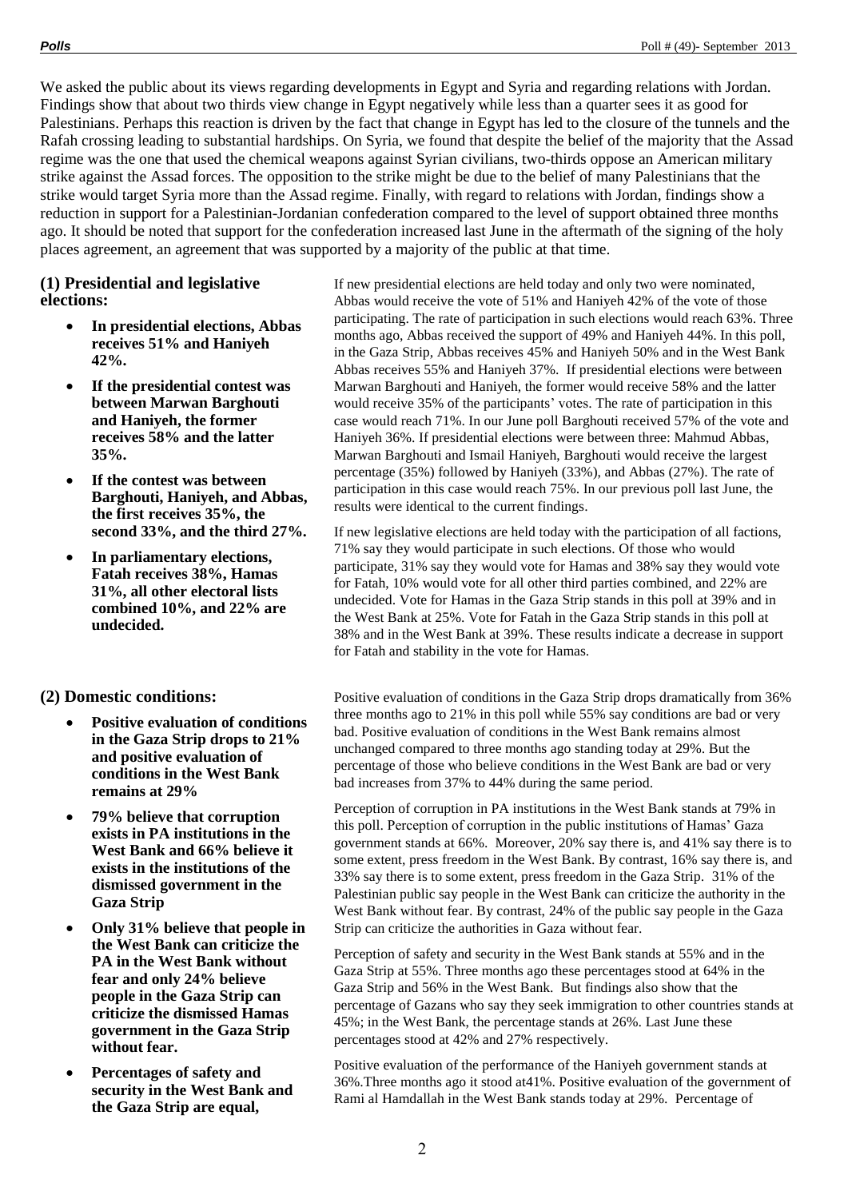We asked the public about its views regarding developments in Egypt and Syria and regarding relations with Jordan. Findings show that about two thirds view change in Egypt negatively while less than a quarter sees it as good for Palestinians. Perhaps this reaction is driven by the fact that change in Egypt has led to the closure of the tunnels and the Rafah crossing leading to substantial hardships. On Syria, we found that despite the belief of the majority that the Assad regime was the one that used the chemical weapons against Syrian civilians, two-thirds oppose an American military strike against the Assad forces. The opposition to the strike might be due to the belief of many Palestinians that the strike would target Syria more than the Assad regime. Finally, with regard to relations with Jordan, findings show a reduction in support for a Palestinian-Jordanian confederation compared to the level of support obtained three months ago. It should be noted that support for the confederation increased last June in the aftermath of the signing of the holy places agreement, an agreement that was supported by a majority of the public at that time.

## (1) Presidential and legislative elections:

- **In presidential elections, Abbas receives 51% and Haniyeh 42%.**
- **If the presidential contest was between Marwan Barghouti and Haniyeh, the former receives 58% and the latter 35%.**
- **If the contest was between Barghouti, Haniyeh, and Abbas, the first receives 35%, the second 33%, and the third 27%.**
- **In parliamentary elections, Fatah receives 38%, Hamas 31%, all other electoral lists combined 10%, and 22% are undecided.**

If new presidential elections are held today and only two were nominated, Abbas would receive the vote of 51% and Haniyeh 42% of the vote of those participating. The rate of participation in such elections would reach 63%. Three months ago, Abbas received the support of 49% and Haniyeh 44%. In this poll, in the Gaza Strip, Abbas receives 45% and Haniyeh 50% and in the West Bank Abbas receives 55% and Haniyeh 37%. If presidential elections were between Marwan Barghouti and Haniyeh, the former would receive 58% and the latter would receive 35% of the participants' votes. The rate of participation in this case would reach 71%. In our June poll Barghouti received 57% of the vote and Haniyeh 36%. If presidential elections were between three: Mahmud Abbas, Marwan Barghouti and Ismail Haniyeh, Barghouti would receive the largest percentage (35%) followed by Haniyeh (33%), and Abbas (27%). The rate of participation in this case would reach 75%. In our previous poll last June, the results were identical to the current findings.

If new legislative elections are held today with the participation of all factions, 71% say they would participate in such elections. Of those who would participate, 31% say they would vote for Hamas and 38% say they would vote for Fatah, 10% would vote for all other third parties combined, and 22% are undecided. Vote for Hamas in the Gaza Strip stands in this poll at 39% and in the West Bank at 25%. Vote for Fatah in the Gaza Strip stands in this poll at 38% and in the West Bank at 39%. These results indicate a decrease in support for Fatah and stability in the vote for Hamas.

## (2) Domestic conditions:

- **Positive evaluation of conditions in the Gaza Strip drops to 21% and positive evaluation of conditions in the West Bank remains at 29%**
- **79% believe that corruption exists in PA institutions in the West Bank and 66% believe it exists in the institutions of the dismissed government in the Gaza Strip**
- **Only 31% believe that people in the West Bank can criticize the PA in the West Bank without fear and only 24% believe people in the Gaza Strip can criticize the dismissed Hamas government in the Gaza Strip without fear.**
- **Percentages of safety and security in the West Bank and the Gaza Strip are equal,**

Positive evaluation of conditions in the Gaza Strip drops dramatically from 36% three months ago to 21% in this poll while 55% say conditions are bad or very bad. Positive evaluation of conditions in the West Bank remains almost unchanged compared to three months ago standing today at 29%. But the percentage of those who believe conditions in the West Bank are bad or very bad increases from 37% to 44% during the same period.

Perception of corruption in PA institutions in the West Bank stands at 79% in this poll. Perception of corruption in the public institutions of Hamas' Gaza government stands at 66%. Moreover, 20% say there is, and 41% say there is to some extent, press freedom in the West Bank. By contrast, 16% say there is, and 33% say there is to some extent, press freedom in the Gaza Strip. 31% of the Palestinian public say people in the West Bank can criticize the authority in the West Bank without fear. By contrast, 24% of the public say people in the Gaza Strip can criticize the authorities in Gaza without fear.

Perception of safety and security in the West Bank stands at 55% and in the Gaza Strip at 55%. Three months ago these percentages stood at 64% in the Gaza Strip and 56% in the West Bank. But findings also show that the percentage of Gazans who say they seek immigration to other countries stands at 45%; in the West Bank, the percentage stands at 26%. Last June these percentages stood at 42% and 27% respectively.

Positive evaluation of the performance of the Haniyeh government stands at 36%.Three months ago it stood at41%. Positive evaluation of the government of Rami al Hamdallah in the West Bank stands today at 29%. Percentage of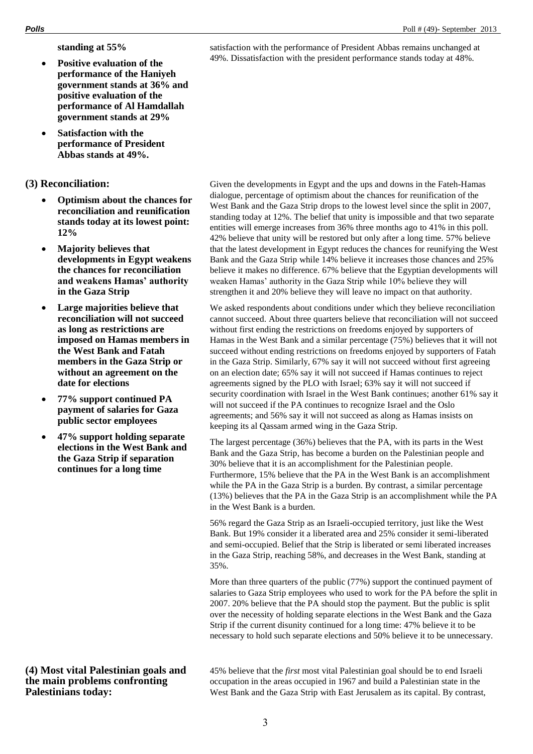**standing at 55%**

- **Positive evaluation of the performance of the Haniyeh government stands at 36% and positive evaluation of the performance of Al Hamdallah government stands at 29%**
- **Satisfaction with the performance of President Abbas stands at 49%.**

satisfaction with the performance of President Abbas remains unchanged at 49%. Dissatisfaction with the president performance stands today at 48%.

## (3) Reconciliation:

- **Optimism about the chances for reconciliation and reunification stands today at its lowest point: 12%**
- **Majority believes that developments in Egypt weakens the chances for reconciliation and weakens Hamas' authority in the Gaza Strip**
- **Large majorities believe that reconciliation will not succeed as long as restrictions are imposed on Hamas members in the West Bank and Fatah members in the Gaza Strip or without an agreement on the date for elections**
- **77% support continued PA payment of salaries for Gaza public sector employees**
- **47% support holding separate elections in the West Bank and the Gaza Strip if separation continues for a long time**

Given the developments in Egypt and the ups and downs in the Fateh-Hamas dialogue, percentage of optimism about the chances for reunification of the West Bank and the Gaza Strip drops to the lowest level since the split in 2007, standing today at 12%. The belief that unity is impossible and that two separate entities will emerge increases from 36% three months ago to 41% in this poll. 42% believe that unity will be restored but only after a long time. 57% believe that the latest development in Egypt reduces the chances for reunifying the West Bank and the Gaza Strip while 14% believe it increases those chances and 25% believe it makes no difference. 67% believe that the Egyptian developments will weaken Hamas' authority in the Gaza Strip while 10% believe they will strengthen it and 20% believe they will leave no impact on that authority.

We asked respondents about conditions under which they believe reconciliation cannot succeed. About three quarters believe that reconciliation will not succeed without first ending the restrictions on freedoms enjoyed by supporters of Hamas in the West Bank and a similar percentage (75%) believes that it will not succeed without ending restrictions on freedoms enjoyed by supporters of Fatah in the Gaza Strip. Similarly, 67% say it will not succeed without first agreeing on an election date; 65% say it will not succeed if Hamas continues to reject agreements signed by the PLO with Israel; 63% say it will not succeed if security coordination with Israel in the West Bank continues; another 61% say it will not succeed if the PA continues to recognize Israel and the Oslo agreements; and 56% say it will not succeed as along as Hamas insists on keeping its al Qassam armed wing in the Gaza Strip.

The largest percentage (36%) believes that the PA, with its parts in the West Bank and the Gaza Strip, has become a burden on the Palestinian people and 30% believe that it is an accomplishment for the Palestinian people. Furthermore, 15% believe that the PA in the West Bank is an accomplishment while the PA in the Gaza Strip is a burden. By contrast, a similar percentage (13%) believes that the PA in the Gaza Strip is an accomplishment while the PA in the West Bank is a burden.

56% regard the Gaza Strip as an Israeli-occupied territory, just like the West Bank. But 19% consider it a liberated area and 25% consider it semi-liberated and semi-occupied. Belief that the Strip is liberated or semi liberated increases in the Gaza Strip, reaching 58%, and decreases in the West Bank, standing at 35%.

More than three quarters of the public (77%) support the continued payment of salaries to Gaza Strip employees who used to work for the PA before the split in 2007. 20% believe that the PA should stop the payment. But the public is split over the necessity of holding separate elections in the West Bank and the Gaza Strip if the current disunity continued for a long time: 47% believe it to be necessary to hold such separate elections and 50% believe it to be unnecessary.

## (4) Most vital Palestinian goals and the main problems confronting Palestinians today:

45% believe that the *first* most vital Palestinian goal should be to end Israeli occupation in the areas occupied in 1967 and build a Palestinian state in the West Bank and the Gaza Strip with East Jerusalem as its capital. By contrast,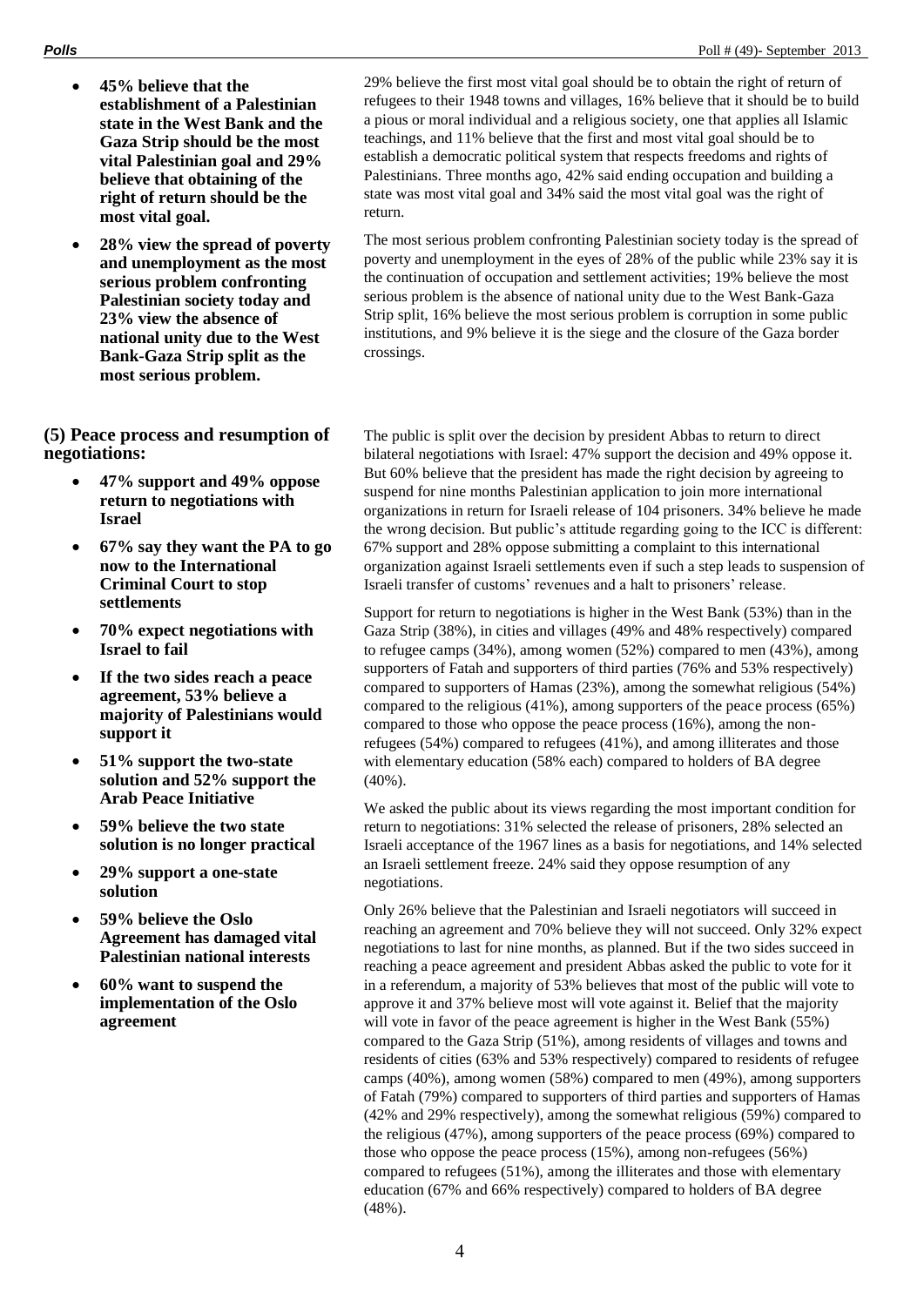- **45% believe that the establishment of a Palestinian state in the West Bank and the Gaza Strip should be the most vital Palestinian goal and 29% believe that obtaining of the right of return should be the most vital goal.**
- **28% view the spread of poverty and unemployment as the most serious problem confronting Palestinian society today and 23% view the absence of national unity due to the West Bank-Gaza Strip split as the most serious problem.**

29% believe the first most vital goal should be to obtain the right of return of refugees to their 1948 towns and villages, 16% believe that it should be to build a pious or moral individual and a religious society, one that applies all Islamic teachings, and 11% believe that the first and most vital goal should be to establish a democratic political system that respects freedoms and rights of Palestinians. Three months ago, 42% said ending occupation and building a state was most vital goal and 34% said the most vital goal was the right of return.

The most serious problem confronting Palestinian society today is the spread of poverty and unemployment in the eyes of 28% of the public while 23% say it is the continuation of occupation and settlement activities; 19% believe the most serious problem is the absence of national unity due to the West Bank-Gaza Strip split, 16% believe the most serious problem is corruption in some public institutions, and 9% believe it is the siege and the closure of the Gaza border crossings.

## (5) Peace process and resumption of negotiations:

- **47% support and 49% oppose return to negotiations with Israel**
- **67% say they want the PA to go now to the International Criminal Court to stop settlements**
- **70% expect negotiations with Israel to fail**
- **If the two sides reach a peace agreement, 53% believe a majority of Palestinians would support it**
- **51% support the two-state solution and 52% support the Arab Peace Initiative**
- **59% believe the two state solution is no longer practical**
- **29% support a one-state solution**
- **59% believe the Oslo Agreement has damaged vital Palestinian national interests**
- **60% want to suspend the implementation of the Oslo agreement**

The public is split over the decision by president Abbas to return to direct bilateral negotiations with Israel: 47% support the decision and 49% oppose it. But 60% believe that the president has made the right decision by agreeing to suspend for nine months Palestinian application to join more international organizations in return for Israeli release of 104 prisoners. 34% believe he made the wrong decision. But public's attitude regarding going to the ICC is different: 67% support and 28% oppose submitting a complaint to this international organization against Israeli settlements even if such a step leads to suspension of Israeli transfer of customs' revenues and a halt to prisoners' release.

Support for return to negotiations is higher in the West Bank (53%) than in the Gaza Strip (38%), in cities and villages (49% and 48% respectively) compared to refugee camps (34%), among women (52%) compared to men (43%), among supporters of Fatah and supporters of third parties (76% and 53% respectively) compared to supporters of Hamas (23%), among the somewhat religious (54%) compared to the religious (41%), among supporters of the peace process (65%) compared to those who oppose the peace process (16%), among the non-refugees (54%) compared to refugees (41%), and among illiterates and those with elementary education (58% each) compared to holders of BA degree (40%).

We asked the public about its views regarding the most important condition for return to negotiations: 31% selected the release of prisoners, 28% selected an Israeli acceptance of the 1967 lines as a basis for negotiations, and 14% selected an Israeli settlement freeze. 24% said they oppose resumption of any negotiations.

Only 26% believe that the Palestinian and Israeli negotiators will succeed in reaching an agreement and 70% believe they will not succeed. Only 32% expect negotiations to last for nine months, as planned. But if the two sides succeed in reaching a peace agreement and president Abbas asked the public to vote for it in a referendum, a majority of 53% believes that most of the public will vote to approve it and 37% believe most will vote against it. Belief that the majority will vote in favor of the peace agreement is higher in the West Bank (55%) compared to the Gaza Strip (51%), among residents of villages and towns and residents of cities (63% and 53% respectively) compared to residents of refugee camps (40%), among women (58%) compared to men (49%), among supporters of Fatah (79%) compared to supporters of third parties and supporters of Hamas (42% and 29% respectively), among the somewhat religious (59%) compared to the religious (47%), among supporters of the peace process (69%) compared to those who oppose the peace process (15%), among non-refugees (56%) compared to refugees (51%), among the illiterates and those with elementary education (67% and 66% respectively) compared to holders of BA degree (48%).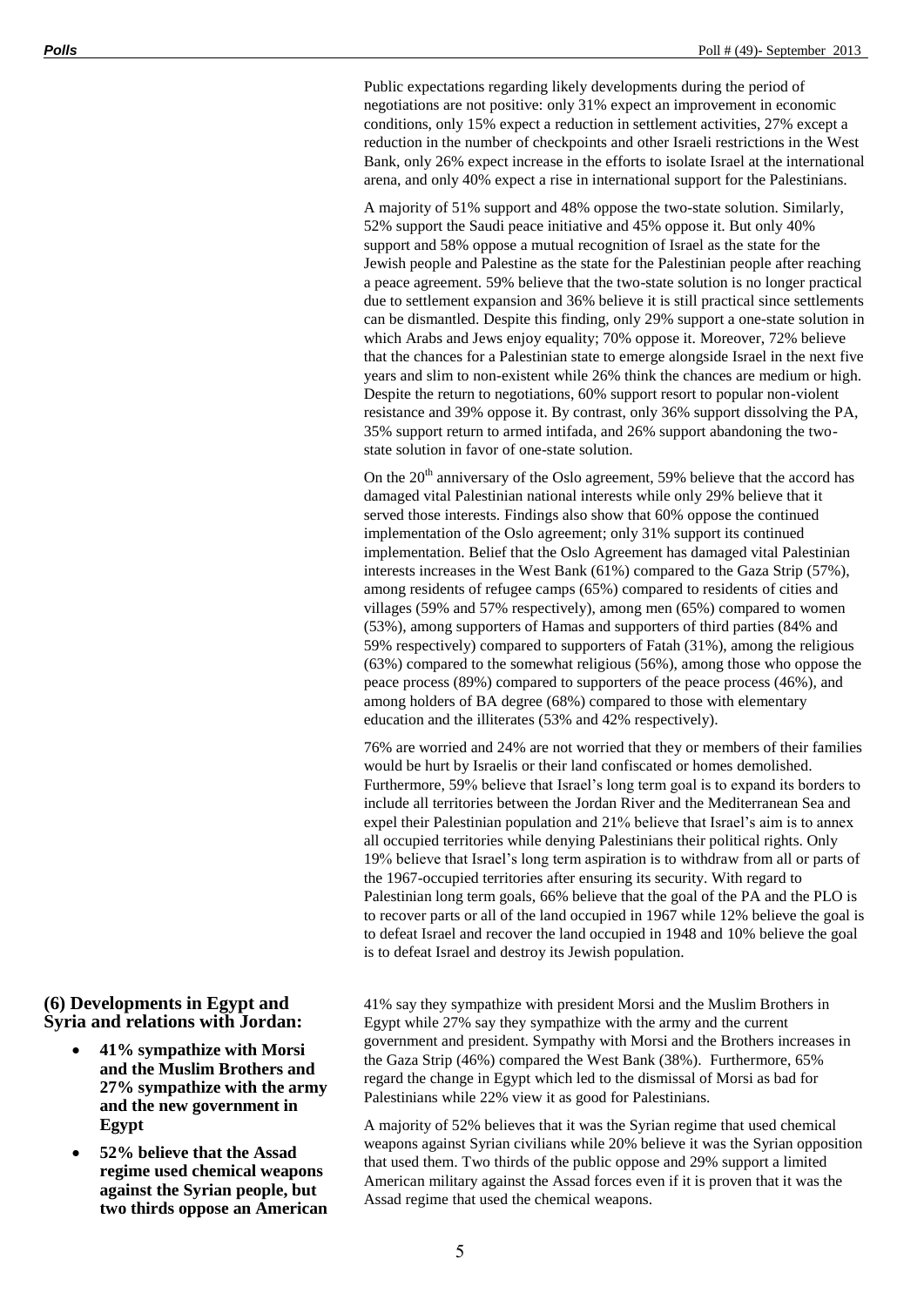Public expectations regarding likely developments during the period of negotiations are not positive: only 31% expect an improvement in economic conditions, only 15% expect a reduction in settlement activities, 27% except a reduction in the number of checkpoints and other Israeli restrictions in the West Bank, only 26% expect increase in the efforts to isolate Israel at the international arena, and only 40% expect a rise in international support for the Palestinians.

A majority of 51% support and 48% oppose the two-state solution. Similarly, 52% support the Saudi peace initiative and 45% oppose it. But only 40% support and 58% oppose a mutual recognition of Israel as the state for the Jewish people and Palestine as the state for the Palestinian people after reaching a peace agreement. 59% believe that the two-state solution is no longer practical due to settlement expansion and 36% believe it is still practical since settlements can be dismantled. Despite this finding, only 29% support a one-state solution in which Arabs and Jews enjoy equality; 70% oppose it. Moreover, 72% believe that the chances for a Palestinian state to emerge alongside Israel in the next five years and slim to non-existent while 26% think the chances are medium or high. Despite the return to negotiations, 60% support resort to popular non-violent resistance and 39% oppose it. By contrast, only 36% support dissolving the PA, 35% support return to armed intifada, and 26% support abandoning the two-state solution in favor of one-state solution.

On the 20th anniversary of the Oslo agreement, 59% believe that the accord has damaged vital Palestinian national interests while only 29% believe that it served those interests. Findings also show that 60% oppose the continued implementation of the Oslo agreement; only 31% support its continued implementation. Belief that the Oslo Agreement has damaged vital Palestinian interests increases in the West Bank (61%) compared to the Gaza Strip (57%), among residents of refugee camps (65%) compared to residents of cities and villages (59% and 57% respectively), among men (65%) compared to women (53%), among supporters of Hamas and supporters of third parties (84% and 59% respectively) compared to supporters of Fatah (31%), among the religious (63%) compared to the somewhat religious (56%), among those who oppose the peace process (89%) compared to supporters of the peace process (46%), and among holders of BA degree (68%) compared to those with elementary education and the illiterates (53% and 42% respectively).

76% are worried and 24% are not worried that they or members of their families would be hurt by Israelis or their land confiscated or homes demolished. Furthermore, 59% believe that Israel's long term goal is to expand its borders to include all territories between the Jordan River and the Mediterranean Sea and expel their Palestinian population and 21% believe that Israel's aim is to annex all occupied territories while denying Palestinians their political rights. Only 19% believe that Israel's long term aspiration is to withdraw from all or parts of the 1967-occupied territories after ensuring its security. With regard to Palestinian long term goals, 66% believe that the goal of the PA and the PLO is to recover parts or all of the land occupied in 1967 while 12% believe the goal is to defeat Israel and recover the land occupied in 1948 and 10% believe the goal is to defeat Israel and destroy its Jewish population.

## (6) Developments in Egypt and Syria and relations with Jordan:

- **41% sympathize with Morsi and the Muslim Brothers and 27% sympathize with the army and the new government in Egypt**
- **52% believe that the Assad regime used chemical weapons against the Syrian people, but two thirds oppose an American**

41% say they sympathize with president Morsi and the Muslim Brothers in Egypt while 27% say they sympathize with the army and the current government and president. Sympathy with Morsi and the Brothers increases in the Gaza Strip (46%) compared the West Bank (38%). Furthermore, 65% regard the change in Egypt which led to the dismissal of Morsi as bad for Palestinians while 22% view it as good for Palestinians.

A majority of 52% believes that it was the Syrian regime that used chemical weapons against Syrian civilians while 20% believe it was the Syrian opposition that used them. Two thirds of the public oppose and 29% support a limited American military against the Assad forces even if it is proven that it was the Assad regime that used the chemical weapons.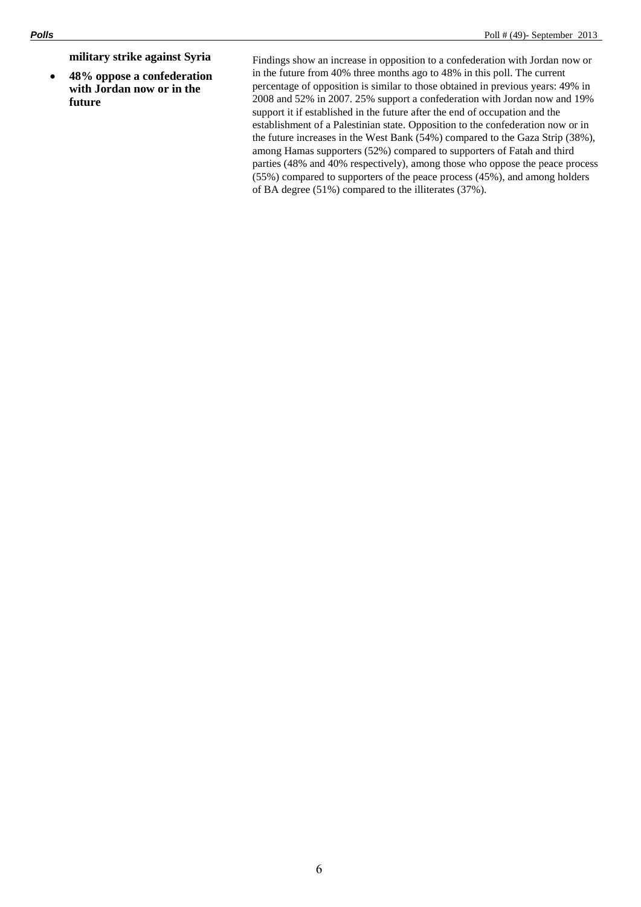**military strike against Syria**

- **48% oppose a confederation with Jordan now or in the future**

Findings show an increase in opposition to a confederation with Jordan now or in the future from 40% three months ago to 48% in this poll. The current percentage of opposition is similar to those obtained in previous years: 49% in 2008 and 52% in 2007. 25% support a confederation with Jordan now and 19% support it if established in the future after the end of occupation and the establishment of a Palestinian state. Opposition to the confederation now or in the future increases in the West Bank (54%) compared to the Gaza Strip (38%), among Hamas supporters (52%) compared to supporters of Fatah and third parties (48% and 40% respectively), among those who oppose the peace process (55%) compared to supporters of the peace process (45%), and among holders of BA degree (51%) compared to the illiterates (37%).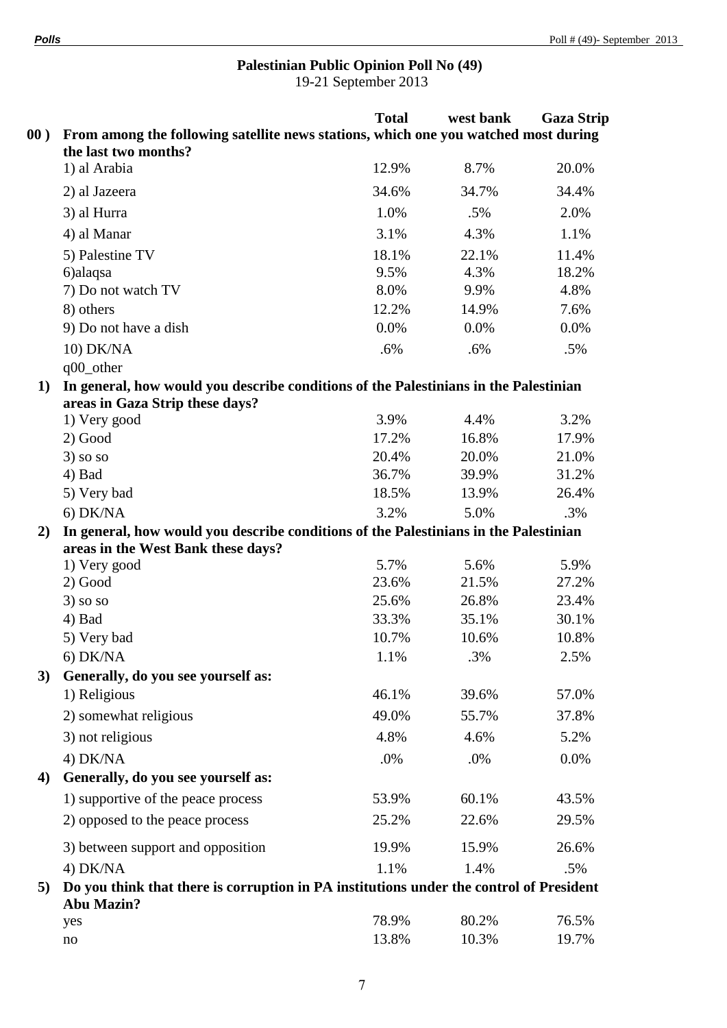## Palestinian Public Opinion Poll No (49)

19-21 September 2013

| | | Total | west bank | Gaza Strip |
|---|---|---|---|---|
| **00 )** | **From among the following satellite news stations, which one you watched most during the last two months?** | | | |
| | 1) al Arabia | 12.9% | 8.7% | 20.0% |
| | 2) al Jazeera | 34.6% | 34.7% | 34.4% |
| | 3) al Hurra | 1.0% | .5% | 2.0% |
| | 4) al Manar | 3.1% | 4.3% | 1.1% |
| | 5) Palestine TV | 18.1% | 22.1% | 11.4% |
| | 6)alaqsa | 9.5% | 4.3% | 18.2% |
| | 7) Do not watch TV | 8.0% | 9.9% | 4.8% |
| | 8) others | 12.2% | 14.9% | 7.6% |
| | 9) Do not have a dish | 0.0% | 0.0% | 0.0% |
| | 10) DK/NA | .6% | .6% | .5% |
| | q00_other | | | |
| **1)** | **In general, how would you describe conditions of the Palestinians in the Palestinian areas in Gaza Strip these days?** | | | |
| | 1) Very good | 3.9% | 4.4% | 3.2% |
| | 2) Good | 17.2% | 16.8% | 17.9% |
| | 3) so so | 20.4% | 20.0% | 21.0% |
| | 4) Bad | 36.7% | 39.9% | 31.2% |
| | 5) Very bad | 18.5% | 13.9% | 26.4% |
| | 6) DK/NA | 3.2% | 5.0% | .3% |
| **2)** | **In general, how would you describe conditions of the Palestinians in the Palestinian areas in the West Bank these days?** | | | |
| | 1) Very good | 5.7% | 5.6% | 5.9% |
| | 2) Good | 23.6% | 21.5% | 27.2% |
| | 3) so so | 25.6% | 26.8% | 23.4% |
| | 4) Bad | 33.3% | 35.1% | 30.1% |
| | 5) Very bad | 10.7% | 10.6% | 10.8% |
| | 6) DK/NA | 1.1% | .3% | 2.5% |
| **3)** | **Generally, do you see yourself as:** | | | |
| | 1) Religious | 46.1% | 39.6% | 57.0% |
| | 2) somewhat religious | 49.0% | 55.7% | 37.8% |
| | 3) not religious | 4.8% | 4.6% | 5.2% |
| | 4) DK/NA | .0% | .0% | 0.0% |
| **4)** | **Generally, do you see yourself as:** | | | |
| | 1) supportive of the peace process | 53.9% | 60.1% | 43.5% |
| | 2) opposed to the peace process | 25.2% | 22.6% | 29.5% |
| | 3) between support and opposition | 19.9% | 15.9% | 26.6% |
| | 4) DK/NA | 1.1% | 1.4% | .5% |
| **5)** | **Do you think that there is corruption in PA institutions under the control of President Abu Mazin?** | | | |
| | yes | 78.9% | 80.2% | 76.5% |
| | no | 13.8% | 10.3% | 19.7% |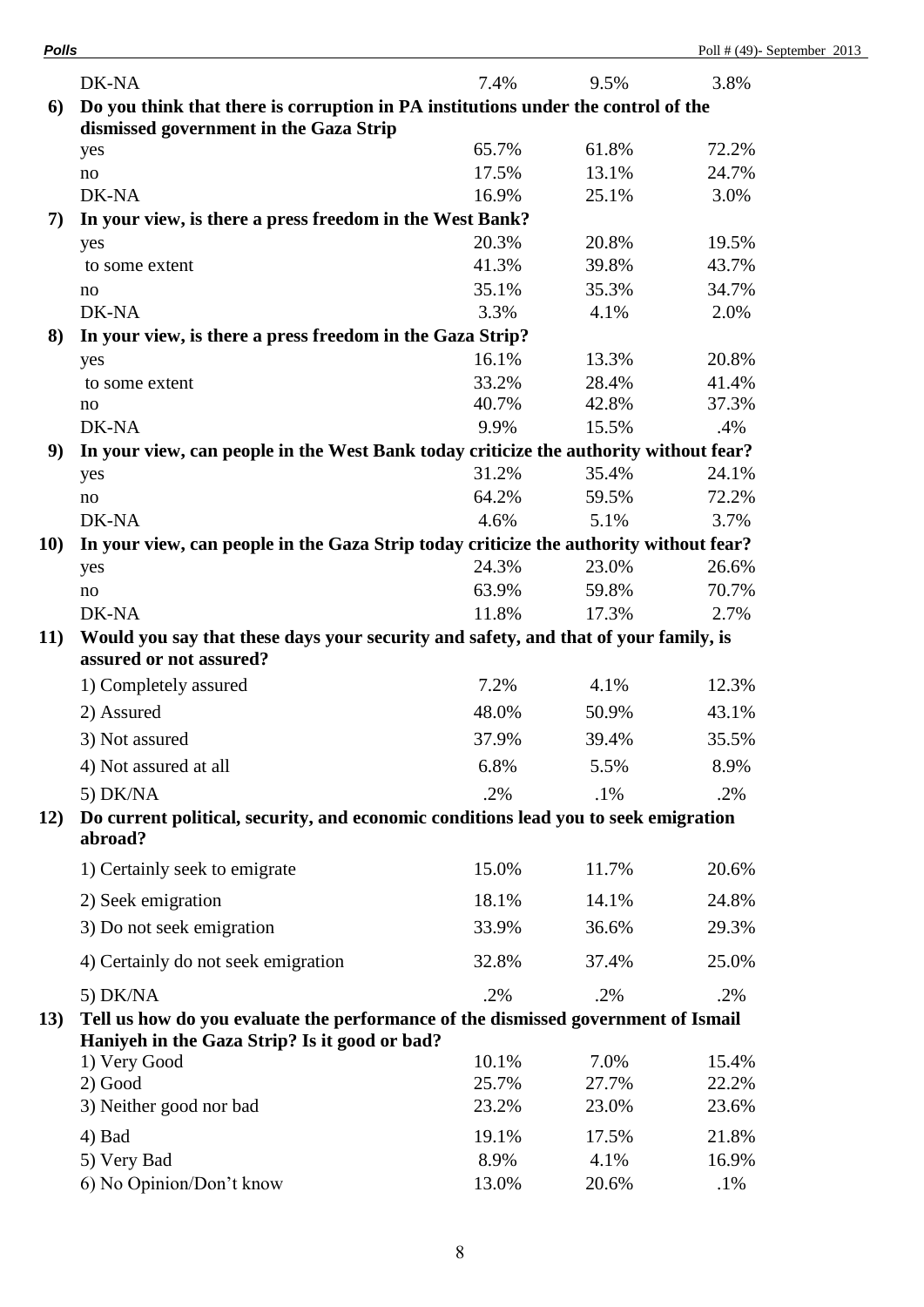| | | | | |
|---|---|---|---|---|
| | DK-NA | 7.4% | 9.5% | 3.8% |
| **6)** | **Do you think that there is corruption in PA institutions under the control of the dismissed government in the Gaza Strip** | | | |
| | yes | 65.7% | 61.8% | 72.2% |
| | no | 17.5% | 13.1% | 24.7% |
| | DK-NA | 16.9% | 25.1% | 3.0% |
| **7)** | **In your view, is there a press freedom in the West Bank?** | | | |
| | yes | 20.3% | 20.8% | 19.5% |
| | to some extent | 41.3% | 39.8% | 43.7% |
| | no | 35.1% | 35.3% | 34.7% |
| | DK-NA | 3.3% | 4.1% | 2.0% |
| **8)** | **In your view, is there a press freedom in the Gaza Strip?** | | | |
| | yes | 16.1% | 13.3% | 20.8% |
| | to some extent | 33.2% | 28.4% | 41.4% |
| | no | 40.7% | 42.8% | 37.3% |
| | DK-NA | 9.9% | 15.5% | .4% |
| **9)** | **In your view, can people in the West Bank today criticize the authority without fear?** | | | |
| | yes | 31.2% | 35.4% | 24.1% |
| | no | 64.2% | 59.5% | 72.2% |
| | DK-NA | 4.6% | 5.1% | 3.7% |
| **10)** | **In your view, can people in the Gaza Strip today criticize the authority without fear?** | | | |
| | yes | 24.3% | 23.0% | 26.6% |
| | no | 63.9% | 59.8% | 70.7% |
| | DK-NA | 11.8% | 17.3% | 2.7% |
| **11)** | **Would you say that these days your security and safety, and that of your family, is assured or not assured?** | | | |
| | 1) Completely assured | 7.2% | 4.1% | 12.3% |
| | 2) Assured | 48.0% | 50.9% | 43.1% |
| | 3) Not assured | 37.9% | 39.4% | 35.5% |
| | 4) Not assured at all | 6.8% | 5.5% | 8.9% |
| | 5) DK/NA | .2% | .1% | .2% |
| **12)** | **Do current political, security, and economic conditions lead you to seek emigration abroad?** | | | |
| | 1) Certainly seek to emigrate | 15.0% | 11.7% | 20.6% |
| | 2) Seek emigration | 18.1% | 14.1% | 24.8% |
| | 3) Do not seek emigration | 33.9% | 36.6% | 29.3% |
| | 4) Certainly do not seek emigration | 32.8% | 37.4% | 25.0% |
| | 5) DK/NA | .2% | .2% | .2% |
| **13)** | **Tell us how do you evaluate the performance of the dismissed government of Ismail Haniyeh in the Gaza Strip? Is it good or bad?** | | | |
| | 1) Very Good | 10.1% | 7.0% | 15.4% |
| | 2) Good | 25.7% | 27.7% | 22.2% |
| | 3) Neither good nor bad | 23.2% | 23.0% | 23.6% |
| | 4) Bad | 19.1% | 17.5% | 21.8% |
| | 5) Very Bad | 8.9% | 4.1% | 16.9% |
| | 6) No Opinion/Don't know | 13.0% | 20.6% | .1% |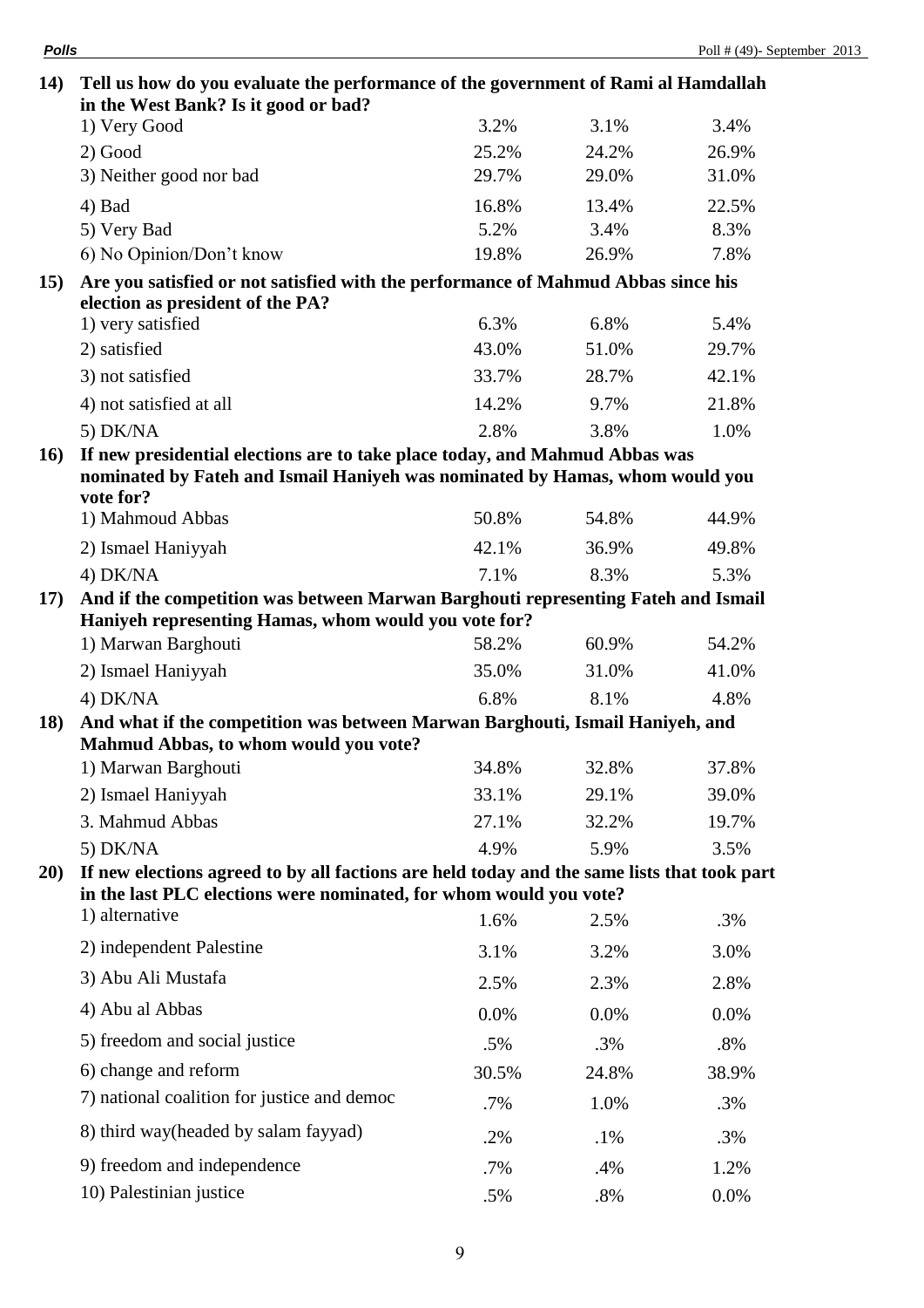**14) Tell us how do you evaluate the performance of the government of Rami al Hamdallah in the West Bank? Is it good or bad?**

| | | | |
|---|---|---|---|
| 1) Very Good | 3.2% | 3.1% | 3.4% |
| 2) Good | 25.2% | 24.2% | 26.9% |
| 3) Neither good nor bad | 29.7% | 29.0% | 31.0% |
| 4) Bad | 16.8% | 13.4% | 22.5% |
| 5) Very Bad | 5.2% | 3.4% | 8.3% |
| 6) No Opinion/Don't know | 19.8% | 26.9% | 7.8% |

**15) Are you satisfied or not satisfied with the performance of Mahmud Abbas since his election as president of the PA?**

| | | | |
|---|---|---|---|
| 1) very satisfied | 6.3% | 6.8% | 5.4% |
| 2) satisfied | 43.0% | 51.0% | 29.7% |
| 3) not satisfied | 33.7% | 28.7% | 42.1% |
| 4) not satisfied at all | 14.2% | 9.7% | 21.8% |
| 5) DK/NA | 2.8% | 3.8% | 1.0% |

**16) If new presidential elections are to take place today, and Mahmud Abbas was nominated by Fateh and Ismail Haniyeh was nominated by Hamas, whom would you vote for?**

| | | | |
|---|---|---|---|
| 1) Mahmoud Abbas | 50.8% | 54.8% | 44.9% |
| 2) Ismael Haniyyah | 42.1% | 36.9% | 49.8% |
| 4) DK/NA | 7.1% | 8.3% | 5.3% |

**17) And if the competition was between Marwan Barghouti representing Fateh and Ismail Haniyeh representing Hamas, whom would you vote for?**

| | | | |
|---|---|---|---|
| 1) Marwan Barghouti | 58.2% | 60.9% | 54.2% |
| 2) Ismael Haniyyah | 35.0% | 31.0% | 41.0% |
| 4) DK/NA | 6.8% | 8.1% | 4.8% |

**18) And what if the competition was between Marwan Barghouti, Ismail Haniyeh, and Mahmud Abbas, to whom would you vote?**

| | | | |
|---|---|---|---|
| 1) Marwan Barghouti | 34.8% | 32.8% | 37.8% |
| 2) Ismael Haniyyah | 33.1% | 29.1% | 39.0% |
| 3. Mahmud Abbas | 27.1% | 32.2% | 19.7% |
| 5) DK/NA | 4.9% | 5.9% | 3.5% |

**20) If new elections agreed to by all factions are held today and the same lists that took part in the last PLC elections were nominated, for whom would you vote?**

| | | | |
|---|---|---|---|
| 1) alternative | 1.6% | 2.5% | .3% |
| 2) independent Palestine | 3.1% | 3.2% | 3.0% |
| 3) Abu Ali Mustafa | 2.5% | 2.3% | 2.8% |
| 4) Abu al Abbas | 0.0% | 0.0% | 0.0% |
| 5) freedom and social justice | .5% | .3% | .8% |
| 6) change and reform | 30.5% | 24.8% | 38.9% |
| 7) national coalition for justice and democ | .7% | 1.0% | .3% |
| 8) third way(headed by salam fayyad) | .2% | .1% | .3% |
| 9) freedom and independence | .7% | .4% | 1.2% |
| 10) Palestinian justice | .5% | .8% | 0.0% |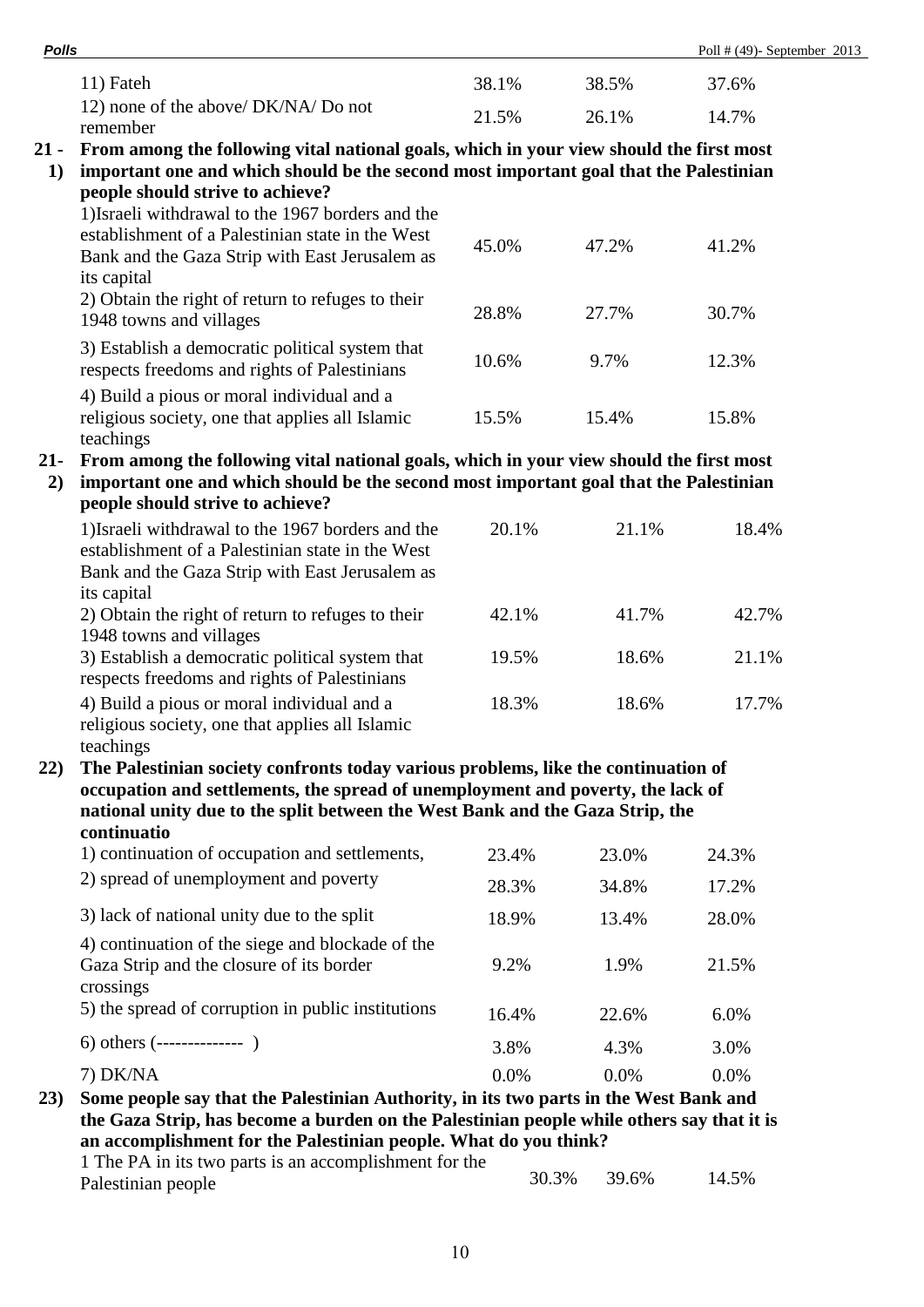| | | | |
|---|---|---|---|
| 11) Fateh | 38.1% | 38.5% | 37.6% |
| 12) none of the above/ DK/NA/ Do not remember | 21.5% | 26.1% | 14.7% |

**21 - 1) From among the following vital national goals, which in your view should the first most important one and which should be the second most important goal that the Palestinian people should strive to achieve?**

| | | | |
|---|---|---|---|
| 1)Israeli withdrawal to the 1967 borders and the establishment of a Palestinian state in the West Bank and the Gaza Strip with East Jerusalem as its capital | 45.0% | 47.2% | 41.2% |
| 2) Obtain the right of return to refuges to their 1948 towns and villages | 28.8% | 27.7% | 30.7% |
| 3) Establish a democratic political system that respects freedoms and rights of Palestinians | 10.6% | 9.7% | 12.3% |
| 4) Build a pious or moral individual and a religious society, one that applies all Islamic teachings | 15.5% | 15.4% | 15.8% |

**21- 2) From among the following vital national goals, which in your view should the first most important one and which should be the second most important goal that the Palestinian people should strive to achieve?**

| | | | |
|---|---|---|---|
| 1)Israeli withdrawal to the 1967 borders and the establishment of a Palestinian state in the West Bank and the Gaza Strip with East Jerusalem as its capital | 20.1% | 21.1% | 18.4% |
| 2) Obtain the right of return to refuges to their 1948 towns and villages | 42.1% | 41.7% | 42.7% |
| 3) Establish a democratic political system that respects freedoms and rights of Palestinians | 19.5% | 18.6% | 21.1% |
| 4) Build a pious or moral individual and a religious society, one that applies all Islamic teachings | 18.3% | 18.6% | 17.7% |

**22) The Palestinian society confronts today various problems, like the continuation of occupation and settlements, the spread of unemployment and poverty, the lack of national unity due to the split between the West Bank and the Gaza Strip, the continuatio**

| | | | |
|---|---|---|---|
| 1) continuation of occupation and settlements, | 23.4% | 23.0% | 24.3% |
| 2) spread of unemployment and poverty | 28.3% | 34.8% | 17.2% |
| 3) lack of national unity due to the split | 18.9% | 13.4% | 28.0% |
| 4) continuation of the siege and blockade of the Gaza Strip and the closure of its border crossings | 9.2% | 1.9% | 21.5% |
| 5) the spread of corruption in public institutions | 16.4% | 22.6% | 6.0% |
| 6) others (-------------- ) | 3.8% | 4.3% | 3.0% |
| 7) DK/NA | 0.0% | 0.0% | 0.0% |

**23) Some people say that the Palestinian Authority, in its two parts in the West Bank and the Gaza Strip, has become a burden on the Palestinian people while others say that it is an accomplishment for the Palestinian people. What do you think?**

| | | | |
|---|---|---|---|
| 1 The PA in its two parts is an accomplishment for the Palestinian people | 30.3% | 39.6% | 14.5% |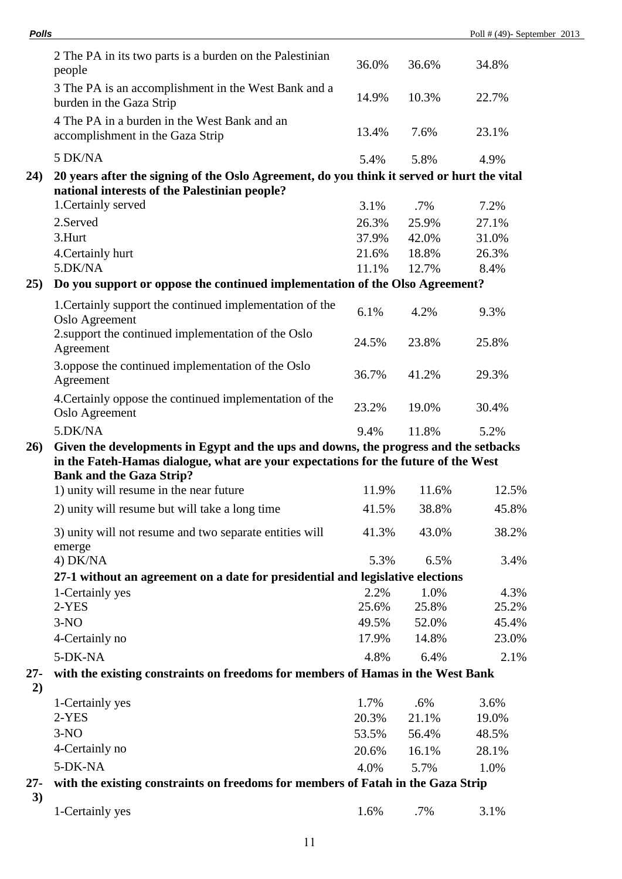| | | | |
|---|---|---|---|
| 2 The PA in its two parts is a burden on the Palestinian people | 36.0% | 36.6% | 34.8% |
| 3 The PA is an accomplishment in the West Bank and a burden in the Gaza Strip | 14.9% | 10.3% | 22.7% |
| 4 The PA in a burden in the West Bank and an accomplishment in the Gaza Strip | 13.4% | 7.6% | 23.1% |
| 5 DK/NA | 5.4% | 5.8% | 4.9% |

**24) 20 years after the signing of the Oslo Agreement, do you think it served or hurt the vital national interests of the Palestinian people?**

| | | | |
|---|---|---|---|
| 1.Certainly served | 3.1% | .7% | 7.2% |
| 2.Served | 26.3% | 25.9% | 27.1% |
| 3.Hurt | 37.9% | 42.0% | 31.0% |
| 4.Certainly hurt | 21.6% | 18.8% | 26.3% |
| 5.DK/NA | 11.1% | 12.7% | 8.4% |

**25) Do you support or oppose the continued implementation of the Olso Agreement?**

| | | | |
|---|---|---|---|
| 1.Certainly support the continued implementation of the Oslo Agreement | 6.1% | 4.2% | 9.3% |
| 2.support the continued implementation of the Oslo Agreement | 24.5% | 23.8% | 25.8% |
| 3.oppose the continued implementation of the Oslo Agreement | 36.7% | 41.2% | 29.3% |
| 4.Certainly oppose the continued implementation of the Oslo Agreement | 23.2% | 19.0% | 30.4% |
| 5.DK/NA | 9.4% | 11.8% | 5.2% |

**26) Given the developments in Egypt and the ups and downs, the progress and the setbacks in the Fateh-Hamas dialogue, what are your expectations for the future of the West Bank and the Gaza Strip?**

| | | | |
|---|---|---|---|
| 1) unity will resume in the near future | 11.9% | 11.6% | 12.5% |
| 2) unity will resume but will take a long time | 41.5% | 38.8% | 45.8% |
| 3) unity will not resume and two separate entities will emerge | 41.3% | 43.0% | 38.2% |
| 4) DK/NA | 5.3% | 6.5% | 3.4% |

**27-1 without an agreement on a date for presidential and legislative elections**

| | | | |
|---|---|---|---|
| 1-Certainly yes | 2.2% | 1.0% | 4.3% |
| 2-YES | 25.6% | 25.8% | 25.2% |
| 3-NO | 49.5% | 52.0% | 45.4% |
| 4-Certainly no | 17.9% | 14.8% | 23.0% |
| 5-DK-NA | 4.8% | 6.4% | 2.1% |

**27-2) with the existing constraints on freedoms for members of Hamas in the West Bank**

| | | | |
|---|---|---|---|
| 1-Certainly yes | 1.7% | .6% | 3.6% |
| 2-YES | 20.3% | 21.1% | 19.0% |
| 3-NO | 53.5% | 56.4% | 48.5% |
| 4-Certainly no | 20.6% | 16.1% | 28.1% |
| 5-DK-NA | 4.0% | 5.7% | 1.0% |

**27-3) with the existing constraints on freedoms for members of Fatah in the Gaza Strip**

| | | | |
|---|---|---|---|
| 1-Certainly yes | 1.6% | .7% | 3.1% |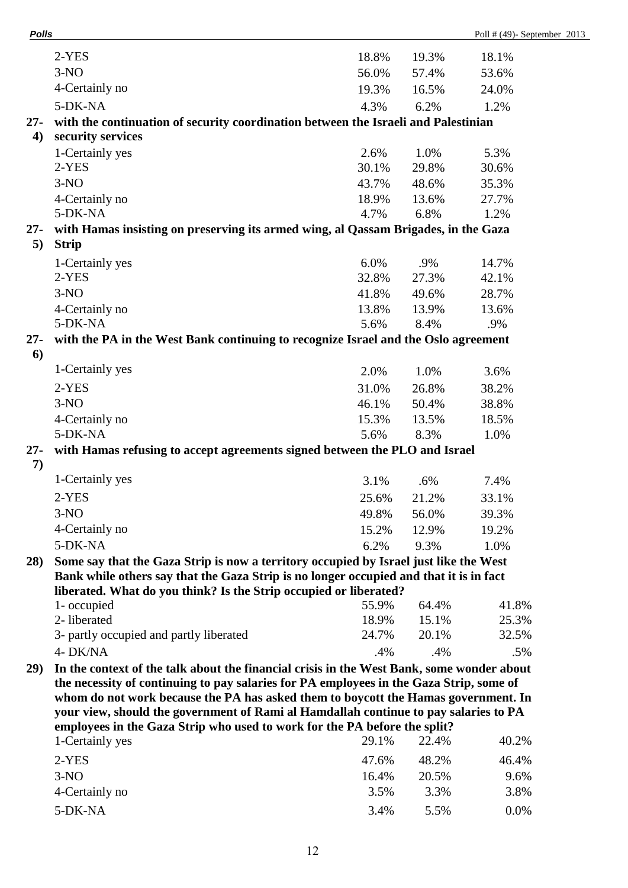| | | | |
|---|---|---|---|
| 2-YES | 18.8% | 19.3% | 18.1% |
| 3-NO | 56.0% | 57.4% | 53.6% |
| 4-Certainly no | 19.3% | 16.5% | 24.0% |
| 5-DK-NA | 4.3% | 6.2% | 1.2% |

**27-4) with the continuation of security coordination between the Israeli and Palestinian security services**

| | | | |
|---|---|---|---|
| 1-Certainly yes | 2.6% | 1.0% | 5.3% |
| 2-YES | 30.1% | 29.8% | 30.6% |
| 3-NO | 43.7% | 48.6% | 35.3% |
| 4-Certainly no | 18.9% | 13.6% | 27.7% |
| 5-DK-NA | 4.7% | 6.8% | 1.2% |

**27-5) with Hamas insisting on preserving its armed wing, al Qassam Brigades, in the Gaza Strip**

| | | | |
|---|---|---|---|
| 1-Certainly yes | 6.0% | .9% | 14.7% |
| 2-YES | 32.8% | 27.3% | 42.1% |
| 3-NO | 41.8% | 49.6% | 28.7% |
| 4-Certainly no | 13.8% | 13.9% | 13.6% |
| 5-DK-NA | 5.6% | 8.4% | .9% |

**27-6) with the PA in the West Bank continuing to recognize Israel and the Oslo agreement**

| | | | |
|---|---|---|---|
| 1-Certainly yes | 2.0% | 1.0% | 3.6% |
| 2-YES | 31.0% | 26.8% | 38.2% |
| 3-NO | 46.1% | 50.4% | 38.8% |
| 4-Certainly no | 15.3% | 13.5% | 18.5% |
| 5-DK-NA | 5.6% | 8.3% | 1.0% |

**27-7) with Hamas refusing to accept agreements signed between the PLO and Israel**

| | | | |
|---|---|---|---|
| 1-Certainly yes | 3.1% | .6% | 7.4% |
| 2-YES | 25.6% | 21.2% | 33.1% |
| 3-NO | 49.8% | 56.0% | 39.3% |
| 4-Certainly no | 15.2% | 12.9% | 19.2% |
| 5-DK-NA | 6.2% | 9.3% | 1.0% |

**28) Some say that the Gaza Strip is now a territory occupied by Israel just like the West Bank while others say that the Gaza Strip is no longer occupied and that it is in fact liberated. What do you think? Is the Strip occupied or liberated?**

| | | | |
|---|---|---|---|
| 1- occupied | 55.9% | 64.4% | 41.8% |
| 2- liberated | 18.9% | 15.1% | 25.3% |
| 3- partly occupied and partly liberated | 24.7% | 20.1% | 32.5% |
| 4- DK/NA | .4% | .4% | .5% |

**29) In the context of the talk about the financial crisis in the West Bank, some wonder about the necessity of continuing to pay salaries for PA employees in the Gaza Strip, some of whom do not work because the PA has asked them to boycott the Hamas government. In your view, should the government of Rami al Hamdallah continue to pay salaries to PA employees in the Gaza Strip who used to work for the PA before the split?**

| | | | |
|---|---|---|---|
| 1-Certainly yes | 29.1% | 22.4% | 40.2% |
| 2-YES | 47.6% | 48.2% | 46.4% |
| 3-NO | 16.4% | 20.5% | 9.6% |
| 4-Certainly no | 3.5% | 3.3% | 3.8% |
| 5-DK-NA | 3.4% | 5.5% | 0.0% |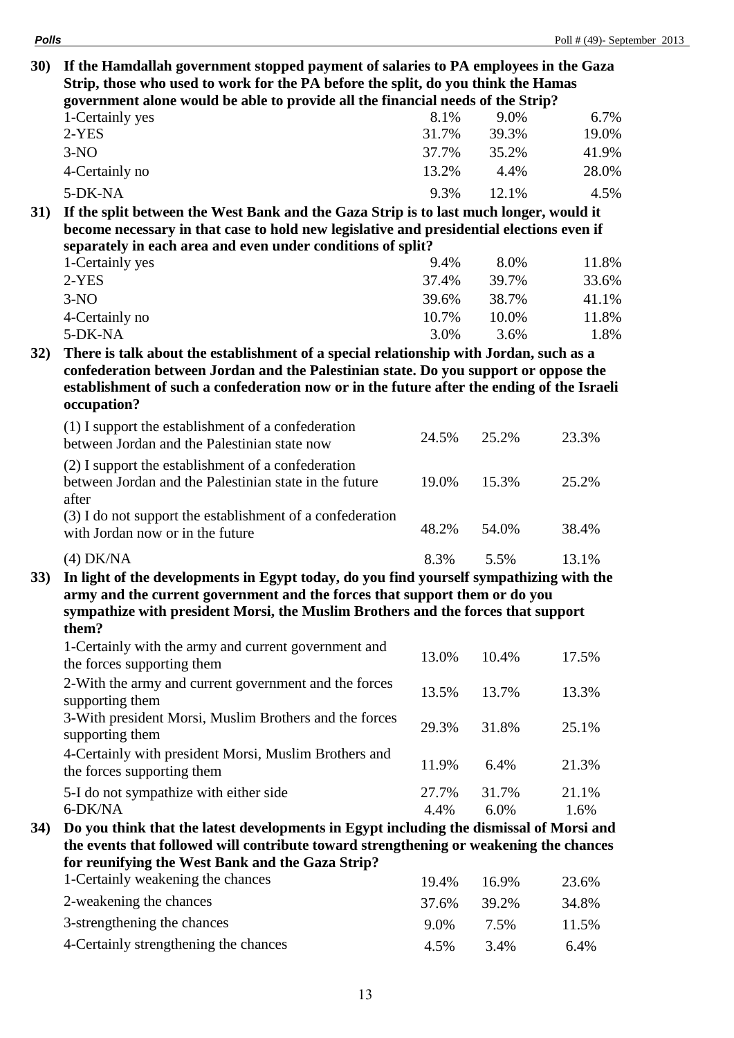**30) If the Hamdallah government stopped payment of salaries to PA employees in the Gaza Strip, those who used to work for the PA before the split, do you think the Hamas government alone would be able to provide all the financial needs of the Strip?**

| | | | |
|---|---|---|---|
| 1-Certainly yes | 8.1% | 9.0% | 6.7% |
| 2-YES | 31.7% | 39.3% | 19.0% |
| 3-NO | 37.7% | 35.2% | 41.9% |
| 4-Certainly no | 13.2% | 4.4% | 28.0% |
| 5-DK-NA | 9.3% | 12.1% | 4.5% |

**31) If the split between the West Bank and the Gaza Strip is to last much longer, would it become necessary in that case to hold new legislative and presidential elections even if separately in each area and even under conditions of split?**

| | | | |
|---|---|---|---|
| 1-Certainly yes | 9.4% | 8.0% | 11.8% |
| 2-YES | 37.4% | 39.7% | 33.6% |
| 3-NO | 39.6% | 38.7% | 41.1% |
| 4-Certainly no | 10.7% | 10.0% | 11.8% |
| 5-DK-NA | 3.0% | 3.6% | 1.8% |

**32) There is talk about the establishment of a special relationship with Jordan, such as a confederation between Jordan and the Palestinian state. Do you support or oppose the establishment of such a confederation now or in the future after the ending of the Israeli occupation?**

| | | | |
|---|---|---|---|
| (1) I support the establishment of a confederation between Jordan and the Palestinian state now | 24.5% | 25.2% | 23.3% |
| (2) I support the establishment of a confederation between Jordan and the Palestinian state in the future after | 19.0% | 15.3% | 25.2% |
| (3) I do not support the establishment of a confederation with Jordan now or in the future | 48.2% | 54.0% | 38.4% |
| (4) DK/NA | 8.3% | 5.5% | 13.1% |

**33) In light of the developments in Egypt today, do you find yourself sympathizing with the army and the current government and the forces that support them or do you sympathize with president Morsi, the Muslim Brothers and the forces that support them?**

| | | | |
|---|---|---|---|
| 1-Certainly with the army and current government and the forces supporting them | 13.0% | 10.4% | 17.5% |
| 2-With the army and current government and the forces supporting them | 13.5% | 13.7% | 13.3% |
| 3-With president Morsi, Muslim Brothers and the forces supporting them | 29.3% | 31.8% | 25.1% |
| 4-Certainly with president Morsi, Muslim Brothers and the forces supporting them | 11.9% | 6.4% | 21.3% |
| 5-I do not sympathize with either side | 27.7% | 31.7% | 21.1% |
| 6-DK/NA | 4.4% | 6.0% | 1.6% |

**34) Do you think that the latest developments in Egypt including the dismissal of Morsi and the events that followed will contribute toward strengthening or weakening the chances for reunifying the West Bank and the Gaza Strip?**

| | | | |
|---|---|---|---|
| 1-Certainly weakening the chances | 19.4% | 16.9% | 23.6% |
| 2-weakening the chances | 37.6% | 39.2% | 34.8% |
| 3-strengthening the chances | 9.0% | 7.5% | 11.5% |
| 4-Certainly strengthening the chances | 4.5% | 3.4% | 6.4% |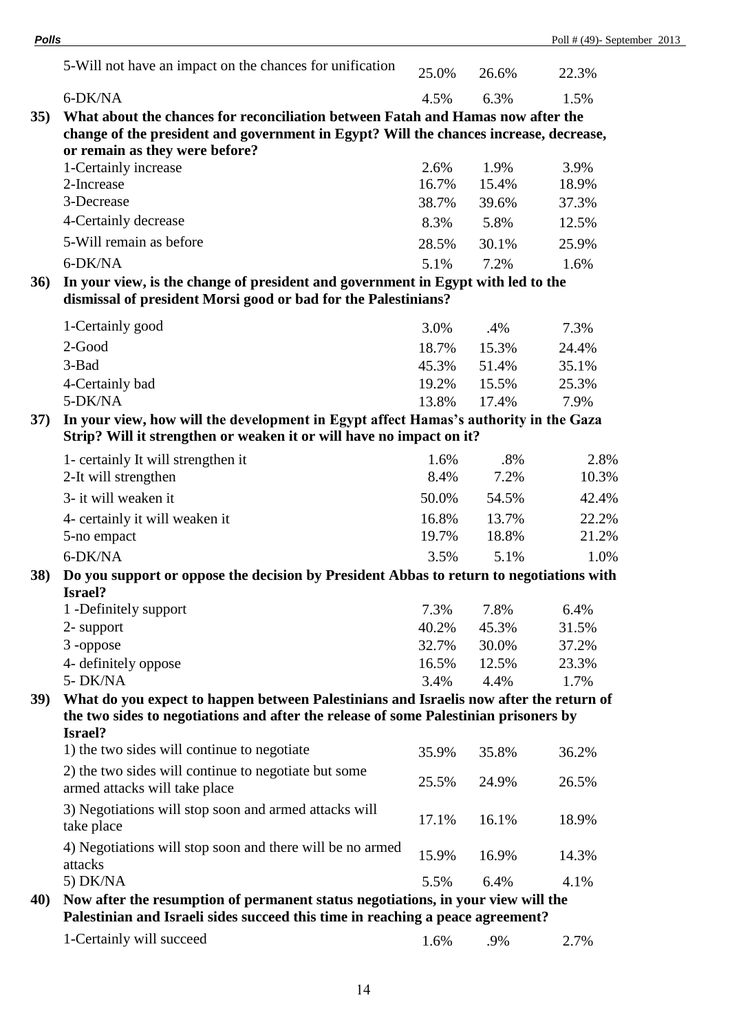| | | | |
|---|---|---|---|
| 5-Will not have an impact on the chances for unification | 25.0% | 26.6% | 22.3% |
| 6-DK/NA | 4.5% | 6.3% | 1.5% |

**35) What about the chances for reconciliation between Fatah and Hamas now after the change of the president and government in Egypt? Will the chances increase, decrease, or remain as they were before?**

| | | | |
|---|---|---|---|
| 1-Certainly increase | 2.6% | 1.9% | 3.9% |
| 2-Increase | 16.7% | 15.4% | 18.9% |
| 3-Decrease | 38.7% | 39.6% | 37.3% |
| 4-Certainly decrease | 8.3% | 5.8% | 12.5% |
| 5-Will remain as before | 28.5% | 30.1% | 25.9% |
| 6-DK/NA | 5.1% | 7.2% | 1.6% |

**36) In your view, is the change of president and government in Egypt with led to the dismissal of president Morsi good or bad for the Palestinians?**

| | | | |
|---|---|---|---|
| 1-Certainly good | 3.0% | .4% | 7.3% |
| 2-Good | 18.7% | 15.3% | 24.4% |
| 3-Bad | 45.3% | 51.4% | 35.1% |
| 4-Certainly bad | 19.2% | 15.5% | 25.3% |
| 5-DK/NA | 13.8% | 17.4% | 7.9% |

**37) In your view, how will the development in Egypt affect Hamas's authority in the Gaza Strip? Will it strengthen or weaken it or will have no impact on it?**

| | | | |
|---|---|---|---|
| 1- certainly It will strengthen it | 1.6% | .8% | 2.8% |
| 2-It will strengthen | 8.4% | 7.2% | 10.3% |
| 3- it will weaken it | 50.0% | 54.5% | 42.4% |
| 4- certainly it will weaken it | 16.8% | 13.7% | 22.2% |
| 5-no empact | 19.7% | 18.8% | 21.2% |
| 6-DK/NA | 3.5% | 5.1% | 1.0% |

**38) Do you support or oppose the decision by President Abbas to return to negotiations with Israel?**

| | | | |
|---|---|---|---|
| 1 -Definitely support | 7.3% | 7.8% | 6.4% |
| 2- support | 40.2% | 45.3% | 31.5% |
| 3 -oppose | 32.7% | 30.0% | 37.2% |
| 4- definitely oppose | 16.5% | 12.5% | 23.3% |
| 5- DK/NA | 3.4% | 4.4% | 1.7% |

**39) What do you expect to happen between Palestinians and Israelis now after the return of the two sides to negotiations and after the release of some Palestinian prisoners by Israel?**

| | | | |
|---|---|---|---|
| 1) the two sides will continue to negotiate | 35.9% | 35.8% | 36.2% |
| 2) the two sides will continue to negotiate but some armed attacks will take place | 25.5% | 24.9% | 26.5% |
| 3) Negotiations will stop soon and armed attacks will take place | 17.1% | 16.1% | 18.9% |
| 4) Negotiations will stop soon and there will be no armed attacks | 15.9% | 16.9% | 14.3% |
| 5) DK/NA | 5.5% | 6.4% | 4.1% |

**40) Now after the resumption of permanent status negotiations, in your view will the Palestinian and Israeli sides succeed this time in reaching a peace agreement?**

| | | | |
|---|---|---|---|
| 1-Certainly will succeed | 1.6% | .9% | 2.7% |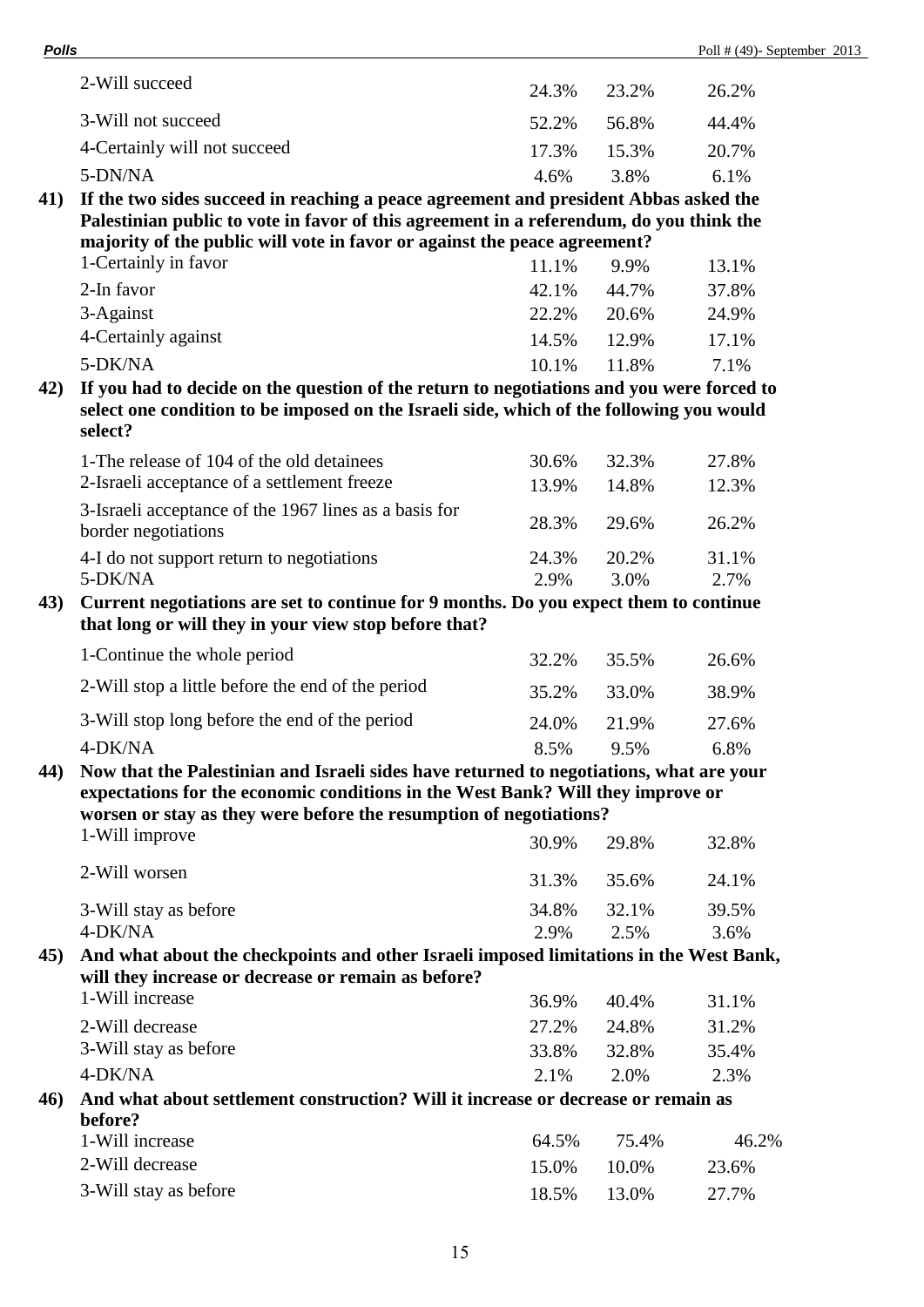| | | | |
|---|---|---|---|
| 2-Will succeed | 24.3% | 23.2% | 26.2% |
| 3-Will not succeed | 52.2% | 56.8% | 44.4% |
| 4-Certainly will not succeed | 17.3% | 15.3% | 20.7% |
| 5-DN/NA | 4.6% | 3.8% | 6.1% |

**41) If the two sides succeed in reaching a peace agreement and president Abbas asked the Palestinian public to vote in favor of this agreement in a referendum, do you think the majority of the public will vote in favor or against the peace agreement?**

| | | | |
|---|---|---|---|
| 1-Certainly in favor | 11.1% | 9.9% | 13.1% |
| 2-In favor | 42.1% | 44.7% | 37.8% |
| 3-Against | 22.2% | 20.6% | 24.9% |
| 4-Certainly against | 14.5% | 12.9% | 17.1% |
| 5-DK/NA | 10.1% | 11.8% | 7.1% |

**42) If you had to decide on the question of the return to negotiations and you were forced to select one condition to be imposed on the Israeli side, which of the following you would select?**

| | | | |
|---|---|---|---|
| 1-The release of 104 of the old detainees | 30.6% | 32.3% | 27.8% |
| 2-Israeli acceptance of a settlement freeze | 13.9% | 14.8% | 12.3% |
| 3-Israeli acceptance of the 1967 lines as a basis for border negotiations | 28.3% | 29.6% | 26.2% |
| 4-I do not support return to negotiations | 24.3% | 20.2% | 31.1% |
| 5-DK/NA | 2.9% | 3.0% | 2.7% |

**43) Current negotiations are set to continue for 9 months. Do you expect them to continue that long or will they in your view stop before that?**

| | | | |
|---|---|---|---|
| 1-Continue the whole period | 32.2% | 35.5% | 26.6% |
| 2-Will stop a little before the end of the period | 35.2% | 33.0% | 38.9% |
| 3-Will stop long before the end of the period | 24.0% | 21.9% | 27.6% |
| 4-DK/NA | 8.5% | 9.5% | 6.8% |

**44) Now that the Palestinian and Israeli sides have returned to negotiations, what are your expectations for the economic conditions in the West Bank? Will they improve or worsen or stay as they were before the resumption of negotiations?**

| | | | |
|---|---|---|---|
| 1-Will improve | 30.9% | 29.8% | 32.8% |
| 2-Will worsen | 31.3% | 35.6% | 24.1% |
| 3-Will stay as before | 34.8% | 32.1% | 39.5% |
| 4-DK/NA | 2.9% | 2.5% | 3.6% |

**45) And what about the checkpoints and other Israeli imposed limitations in the West Bank, will they increase or decrease or remain as before?**

| | | | |
|---|---|---|---|
| 1-Will increase | 36.9% | 40.4% | 31.1% |
| 2-Will decrease | 27.2% | 24.8% | 31.2% |
| 3-Will stay as before | 33.8% | 32.8% | 35.4% |
| 4-DK/NA | 2.1% | 2.0% | 2.3% |

**46) And what about settlement construction? Will it increase or decrease or remain as before?**

| | | | |
|---|---|---|---|
| 1-Will increase | 64.5% | 75.4% | 46.2% |
| 2-Will decrease | 15.0% | 10.0% | 23.6% |
| 3-Will stay as before | 18.5% | 13.0% | 27.7% |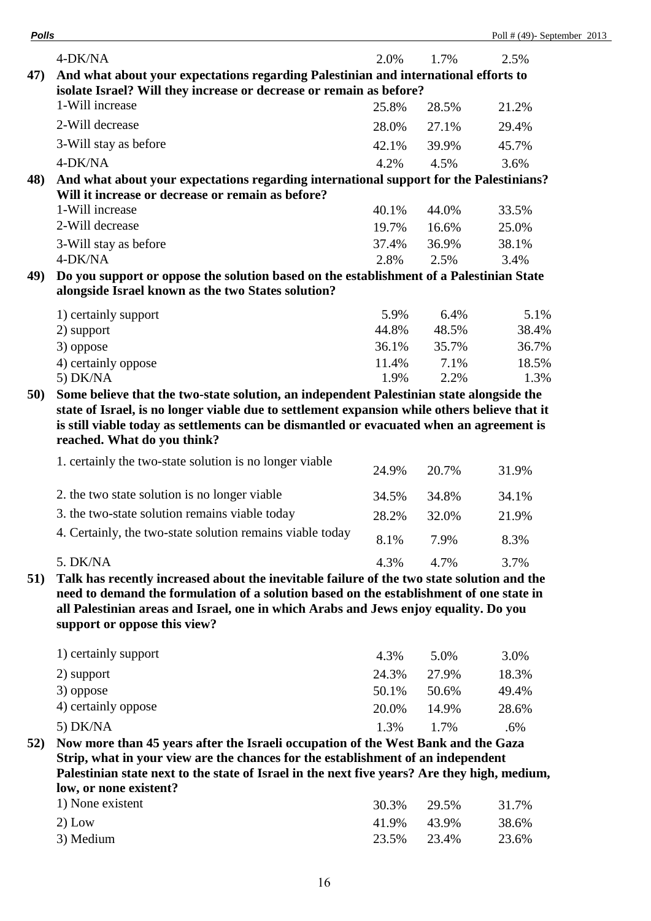| | | | |
|---|---|---|---|
| 4-DK/NA | 2.0% | 1.7% | 2.5% |

**47) And what about your expectations regarding Palestinian and international efforts to isolate Israel? Will they increase or decrease or remain as before?**

| | | | |
|---|---|---|---|
| 1-Will increase | 25.8% | 28.5% | 21.2% |
| 2-Will decrease | 28.0% | 27.1% | 29.4% |
| 3-Will stay as before | 42.1% | 39.9% | 45.7% |
| 4-DK/NA | 4.2% | 4.5% | 3.6% |

**48) And what about your expectations regarding international support for the Palestinians? Will it increase or decrease or remain as before?**

| | | | |
|---|---|---|---|
| 1-Will increase | 40.1% | 44.0% | 33.5% |
| 2-Will decrease | 19.7% | 16.6% | 25.0% |
| 3-Will stay as before | 37.4% | 36.9% | 38.1% |
| 4-DK/NA | 2.8% | 2.5% | 3.4% |

**49) Do you support or oppose the solution based on the establishment of a Palestinian State alongside Israel known as the two States solution?**

| | | | |
|---|---|---|---|
| 1) certainly support | 5.9% | 6.4% | 5.1% |
| 2) support | 44.8% | 48.5% | 38.4% |
| 3) oppose | 36.1% | 35.7% | 36.7% |
| 4) certainly oppose | 11.4% | 7.1% | 18.5% |
| 5) DK/NA | 1.9% | 2.2% | 1.3% |

**50) Some believe that the two-state solution, an independent Palestinian state alongside the state of Israel, is no longer viable due to settlement expansion while others believe that it is still viable today as settlements can be dismantled or evacuated when an agreement is reached. What do you think?**

| | | | |
|---|---|---|---|
| 1. certainly the two-state solution is no longer viable | 24.9% | 20.7% | 31.9% |
| 2. the two state solution is no longer viable | 34.5% | 34.8% | 34.1% |
| 3. the two-state solution remains viable today | 28.2% | 32.0% | 21.9% |
| 4. Certainly, the two-state solution remains viable today | 8.1% | 7.9% | 8.3% |
| 5. DK/NA | 4.3% | 4.7% | 3.7% |

**51) Talk has recently increased about the inevitable failure of the two state solution and the need to demand the formulation of a solution based on the establishment of one state in all Palestinian areas and Israel, one in which Arabs and Jews enjoy equality. Do you support or oppose this view?**

| | | | |
|---|---|---|---|
| 1) certainly support | 4.3% | 5.0% | 3.0% |
| 2) support | 24.3% | 27.9% | 18.3% |
| 3) oppose | 50.1% | 50.6% | 49.4% |
| 4) certainly oppose | 20.0% | 14.9% | 28.6% |
| 5) DK/NA | 1.3% | 1.7% | .6% |

**52) Now more than 45 years after the Israeli occupation of the West Bank and the Gaza Strip, what in your view are the chances for the establishment of an independent Palestinian state next to the state of Israel in the next five years? Are they high, medium, low, or none existent?**

| | | | |
|---|---|---|---|
| 1) None existent | 30.3% | 29.5% | 31.7% |
| 2) Low | 41.9% | 43.9% | 38.6% |
| 3) Medium | 23.5% | 23.4% | 23.6% |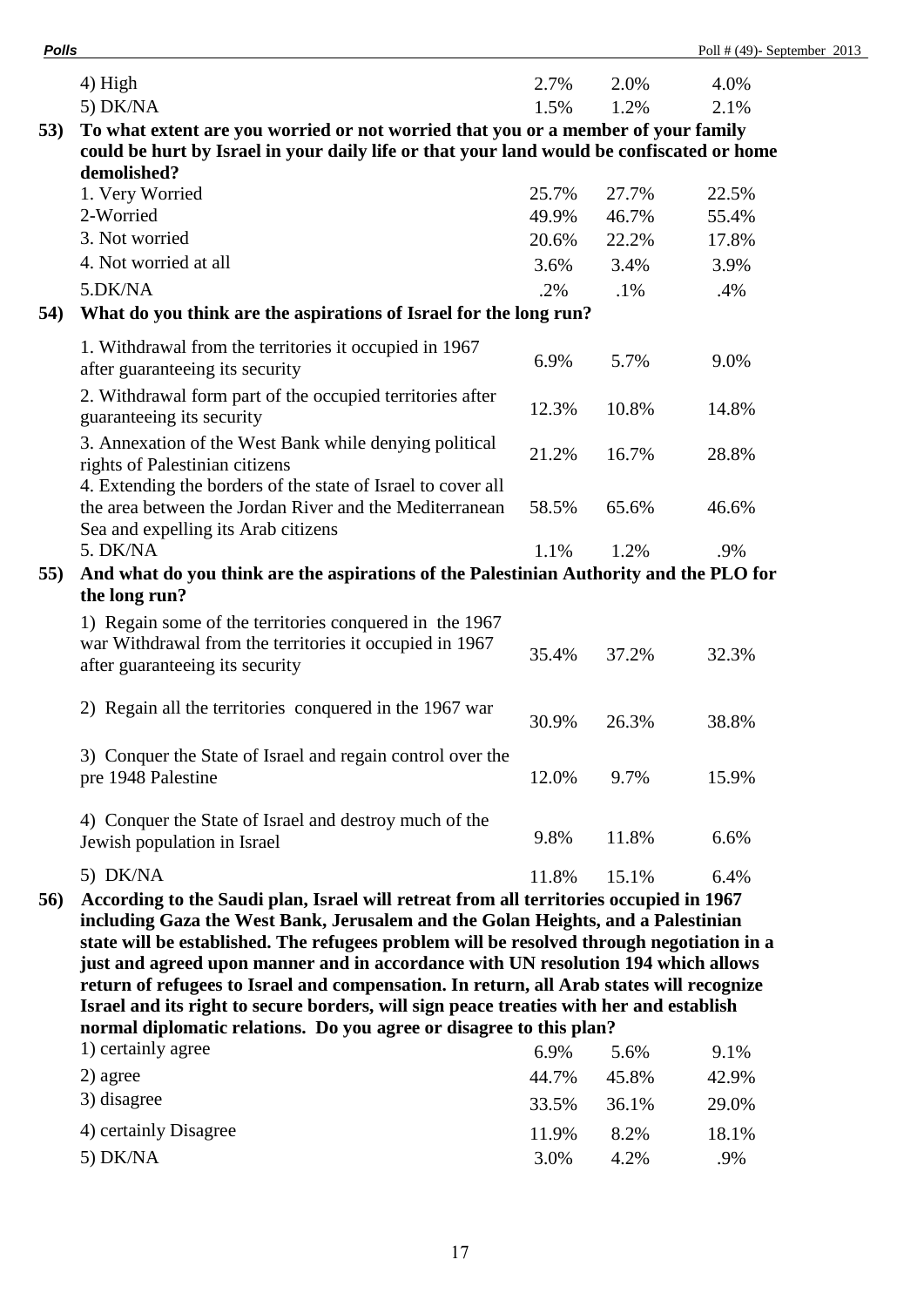| | | | |
|---|---|---|---|
| 4) High | 2.7% | 2.0% | 4.0% |
| 5) DK/NA | 1.5% | 1.2% | 2.1% |

**53) To what extent are you worried or not worried that you or a member of your family could be hurt by Israel in your daily life or that your land would be confiscated or home demolished?**

| | | | |
|---|---|---|---|
| 1. Very Worried | 25.7% | 27.7% | 22.5% |
| 2-Worried | 49.9% | 46.7% | 55.4% |
| 3. Not worried | 20.6% | 22.2% | 17.8% |
| 4. Not worried at all | 3.6% | 3.4% | 3.9% |
| 5.DK/NA | .2% | .1% | .4% |

**54) What do you think are the aspirations of Israel for the long run?**

| | | | |
|---|---|---|---|
| 1. Withdrawal from the territories it occupied in 1967 after guaranteeing its security | 6.9% | 5.7% | 9.0% |
| 2. Withdrawal form part of the occupied territories after guaranteeing its security | 12.3% | 10.8% | 14.8% |
| 3. Annexation of the West Bank while denying political rights of Palestinian citizens | 21.2% | 16.7% | 28.8% |
| 4. Extending the borders of the state of Israel to cover all the area between the Jordan River and the Mediterranean Sea and expelling its Arab citizens | 58.5% | 65.6% | 46.6% |
| 5. DK/NA | 1.1% | 1.2% | .9% |

**55) And what do you think are the aspirations of the Palestinian Authority and the PLO for the long run?**

| | | | |
|---|---|---|---|
| 1) Regain some of the territories conquered in the 1967 war Withdrawal from the territories it occupied in 1967 after guaranteeing its security | 35.4% | 37.2% | 32.3% |
| 2) Regain all the territories conquered in the 1967 war | 30.9% | 26.3% | 38.8% |
| 3) Conquer the State of Israel and regain control over the pre 1948 Palestine | 12.0% | 9.7% | 15.9% |
| 4) Conquer the State of Israel and destroy much of the Jewish population in Israel | 9.8% | 11.8% | 6.6% |
| 5) DK/NA | 11.8% | 15.1% | 6.4% |

**56) According to the Saudi plan, Israel will retreat from all territories occupied in 1967 including Gaza the West Bank, Jerusalem and the Golan Heights, and a Palestinian state will be established. The refugees problem will be resolved through negotiation in a just and agreed upon manner and in accordance with UN resolution 194 which allows return of refugees to Israel and compensation. In return, all Arab states will recognize Israel and its right to secure borders, will sign peace treaties with her and establish normal diplomatic relations. Do you agree or disagree to this plan?**

| | | | |
|---|---|---|---|
| 1) certainly agree | 6.9% | 5.6% | 9.1% |
| 2) agree | 44.7% | 45.8% | 42.9% |
| 3) disagree | 33.5% | 36.1% | 29.0% |
| 4) certainly Disagree | 11.9% | 8.2% | 18.1% |
| 5) DK/NA | 3.0% | 4.2% | .9% |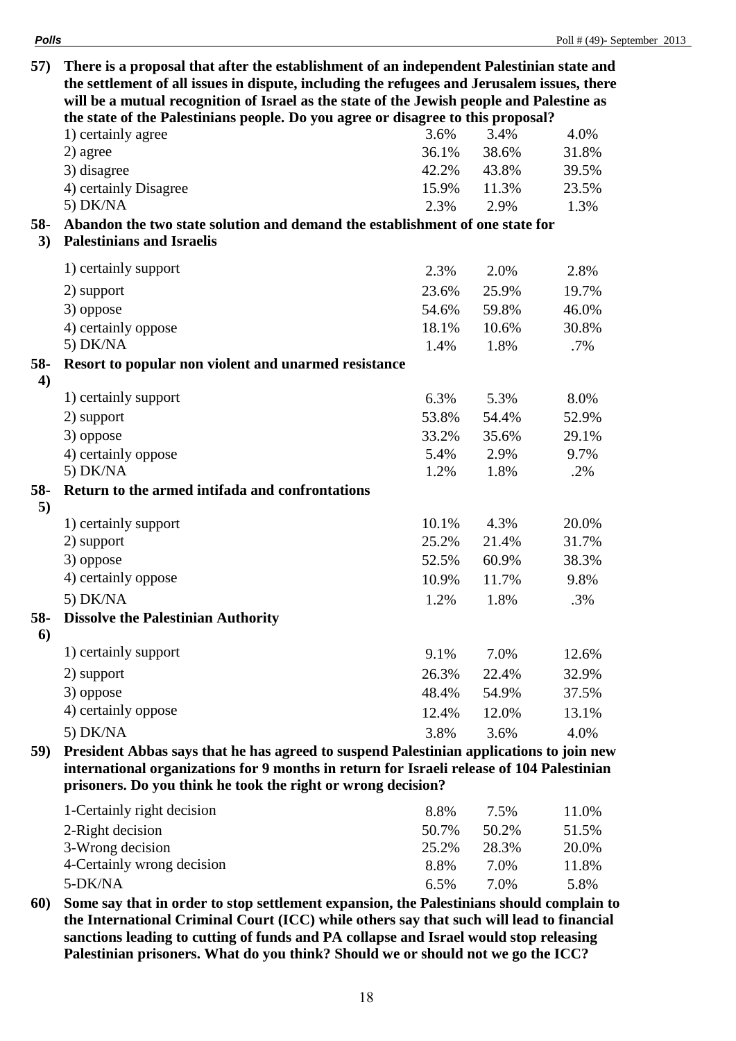**57) There is a proposal that after the establishment of an independent Palestinian state and the settlement of all issues in dispute, including the refugees and Jerusalem issues, there will be a mutual recognition of Israel as the state of the Jewish people and Palestine as the state of the Palestinians people. Do you agree or disagree to this proposal?**

| | | | |
|---|---|---|---|
| 1) certainly agree | 3.6% | 3.4% | 4.0% |
| 2) agree | 36.1% | 38.6% | 31.8% |
| 3) disagree | 42.2% | 43.8% | 39.5% |
| 4) certainly Disagree | 15.9% | 11.3% | 23.5% |
| 5) DK/NA | 2.3% | 2.9% | 1.3% |

**58-3) Abandon the two state solution and demand the establishment of one state for Palestinians and Israelis**

| | | | |
|---|---|---|---|
| 1) certainly support | 2.3% | 2.0% | 2.8% |
| 2) support | 23.6% | 25.9% | 19.7% |
| 3) oppose | 54.6% | 59.8% | 46.0% |
| 4) certainly oppose | 18.1% | 10.6% | 30.8% |
| 5) DK/NA | 1.4% | 1.8% | .7% |

**58-4) Resort to popular non violent and unarmed resistance**

| | | | |
|---|---|---|---|
| 1) certainly support | 6.3% | 5.3% | 8.0% |
| 2) support | 53.8% | 54.4% | 52.9% |
| 3) oppose | 33.2% | 35.6% | 29.1% |
| 4) certainly oppose | 5.4% | 2.9% | 9.7% |
| 5) DK/NA | 1.2% | 1.8% | .2% |

**58-5) Return to the armed intifada and confrontations**

| | | | |
|---|---|---|---|
| 1) certainly support | 10.1% | 4.3% | 20.0% |
| 2) support | 25.2% | 21.4% | 31.7% |
| 3) oppose | 52.5% | 60.9% | 38.3% |
| 4) certainly oppose | 10.9% | 11.7% | 9.8% |
| 5) DK/NA | 1.2% | 1.8% | .3% |

**58-6) Dissolve the Palestinian Authority**

| | | | |
|---|---|---|---|
| 1) certainly support | 9.1% | 7.0% | 12.6% |
| 2) support | 26.3% | 22.4% | 32.9% |
| 3) oppose | 48.4% | 54.9% | 37.5% |
| 4) certainly oppose | 12.4% | 12.0% | 13.1% |
| 5) DK/NA | 3.8% | 3.6% | 4.0% |

**59) President Abbas says that he has agreed to suspend Palestinian applications to join new international organizations for 9 months in return for Israeli release of 104 Palestinian prisoners. Do you think he took the right or wrong decision?**

| | | | |
|---|---|---|---|
| 1-Certainly right decision | 8.8% | 7.5% | 11.0% |
| 2-Right decision | 50.7% | 50.2% | 51.5% |
| 3-Wrong decision | 25.2% | 28.3% | 20.0% |
| 4-Certainly wrong decision | 8.8% | 7.0% | 11.8% |
| 5-DK/NA | 6.5% | 7.0% | 5.8% |

**60) Some say that in order to stop settlement expansion, the Palestinians should complain to the International Criminal Court (ICC) while others say that such will lead to financial sanctions leading to cutting of funds and PA collapse and Israel would stop releasing Palestinian prisoners. What do you think? Should we or should not we go the ICC?**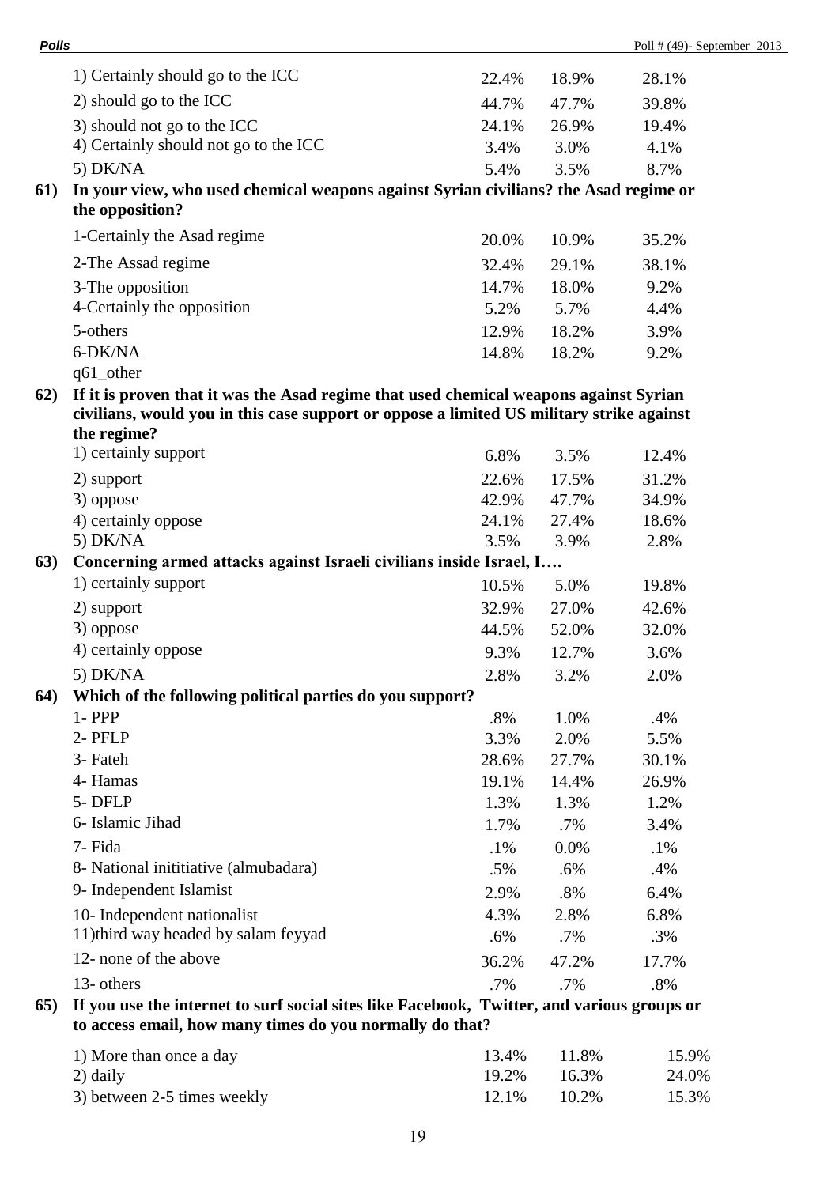| | | | |
|---|---|---|---|
| 1) Certainly should go to the ICC | 22.4% | 18.9% | 28.1% |
| 2) should go to the ICC | 44.7% | 47.7% | 39.8% |
| 3) should not go to the ICC | 24.1% | 26.9% | 19.4% |
| 4) Certainly should not go to the ICC | 3.4% | 3.0% | 4.1% |
| 5) DK/NA | 5.4% | 3.5% | 8.7% |

**61) In your view, who used chemical weapons against Syrian civilians? the Asad regime or the opposition?**

| | | | |
|---|---|---|---|
| 1-Certainly the Asad regime | 20.0% | 10.9% | 35.2% |
| 2-The Assad regime | 32.4% | 29.1% | 38.1% |
| 3-The opposition | 14.7% | 18.0% | 9.2% |
| 4-Certainly the opposition | 5.2% | 5.7% | 4.4% |
| 5-others | 12.9% | 18.2% | 3.9% |
| 6-DK/NA | 14.8% | 18.2% | 9.2% |
| q61_other | | | |

**62) If it is proven that it was the Asad regime that used chemical weapons against Syrian civilians, would you in this case support or oppose a limited US military strike against the regime?**

| | | | |
|---|---|---|---|
| 1) certainly support | 6.8% | 3.5% | 12.4% |
| 2) support | 22.6% | 17.5% | 31.2% |
| 3) oppose | 42.9% | 47.7% | 34.9% |
| 4) certainly oppose | 24.1% | 27.4% | 18.6% |
| 5) DK/NA | 3.5% | 3.9% | 2.8% |

**63) Concerning armed attacks against Israeli civilians inside Israel, I….**

| | | | |
|---|---|---|---|
| 1) certainly support | 10.5% | 5.0% | 19.8% |
| 2) support | 32.9% | 27.0% | 42.6% |
| 3) oppose | 44.5% | 52.0% | 32.0% |
| 4) certainly oppose | 9.3% | 12.7% | 3.6% |
| 5) DK/NA | 2.8% | 3.2% | 2.0% |

**64) Which of the following political parties do you support?**

| | | | |
|---|---|---|---|
| 1- PPP | .8% | 1.0% | .4% |
| 2- PFLP | 3.3% | 2.0% | 5.5% |
| 3- Fateh | 28.6% | 27.7% | 30.1% |
| 4- Hamas | 19.1% | 14.4% | 26.9% |
| 5- DFLP | 1.3% | 1.3% | 1.2% |
| 6- Islamic Jihad | 1.7% | .7% | 3.4% |
| 7- Fida | .1% | 0.0% | .1% |
| 8- National inititiative (almubadara) | .5% | .6% | .4% |
| 9- Independent Islamist | 2.9% | .8% | 6.4% |
| 10- Independent nationalist | 4.3% | 2.8% | 6.8% |
| 11)third way headed by salam feyyad | .6% | .7% | .3% |
| 12- none of the above | 36.2% | 47.2% | 17.7% |
| 13- others | .7% | .7% | .8% |

**65) If you use the internet to surf social sites like Facebook, Twitter, and various groups or to access email, how many times do you normally do that?**

| | | | |
|---|---|---|---|
| 1) More than once a day | 13.4% | 11.8% | 15.9% |
| 2) daily | 19.2% | 16.3% | 24.0% |
| 3) between 2-5 times weekly | 12.1% | 10.2% | 15.3% |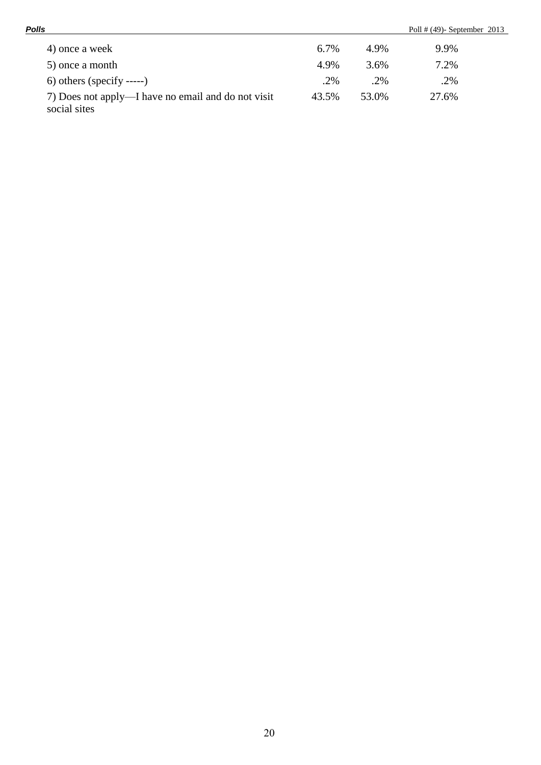| | | | |
|---|---|---|---|
| 4) once a week | 6.7% | 4.9% | 9.9% |
| 5) once a month | 4.9% | 3.6% | 7.2% |
| 6) others (specify -----) | .2% | .2% | .2% |
| 7) Does not apply—I have no email and do not visit social sites | 43.5% | 53.0% | 27.6% |